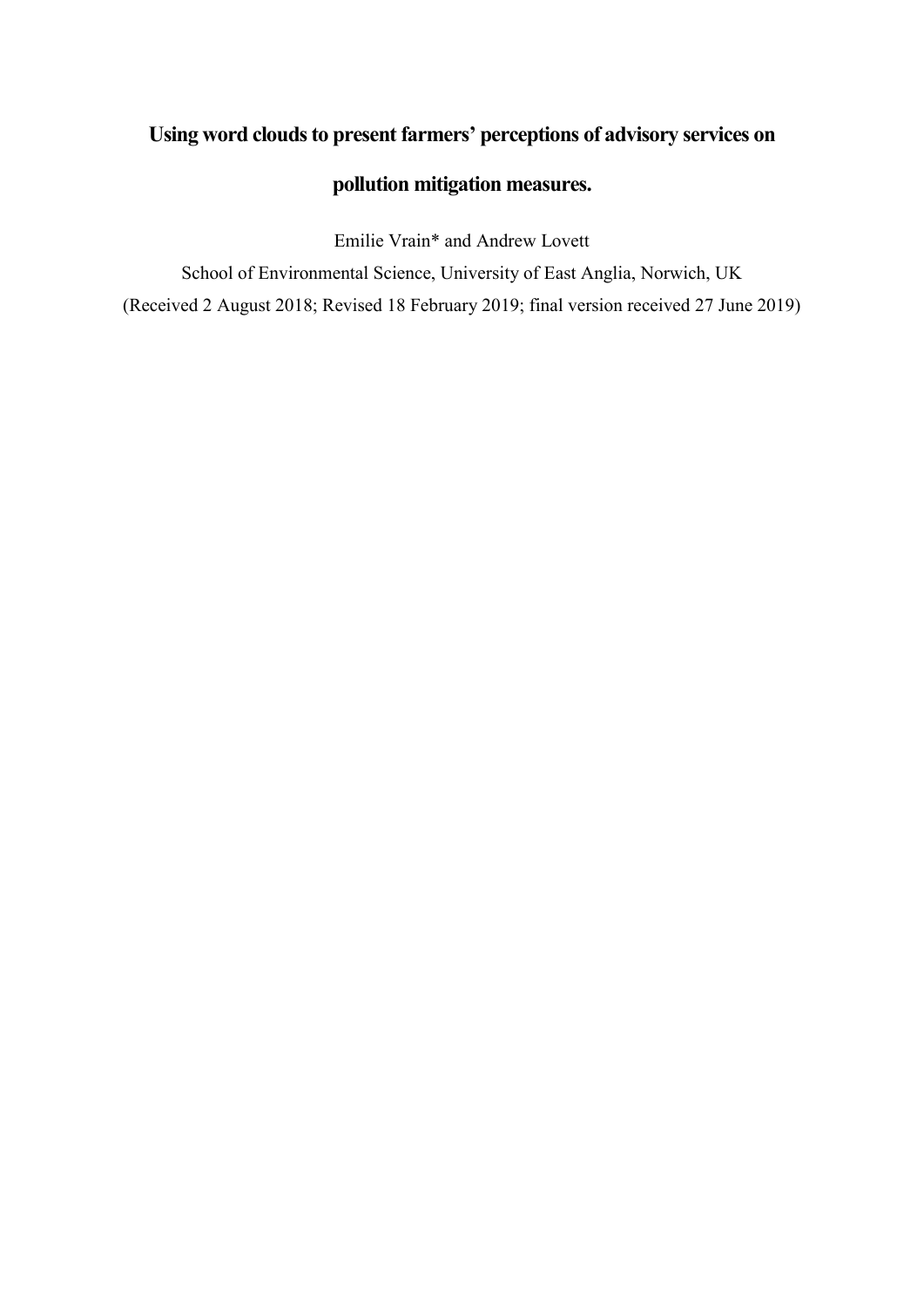# Using word clouds to present farmers' perceptions of advisory services on pollution mitigation measures.

Emilie Vrain* and Andrew Lovett

School of Environmental Science, University of East Anglia, Norwich, UK

(Received 2 August 2018; Revised 18 February 2019; final version received 27 June 2019)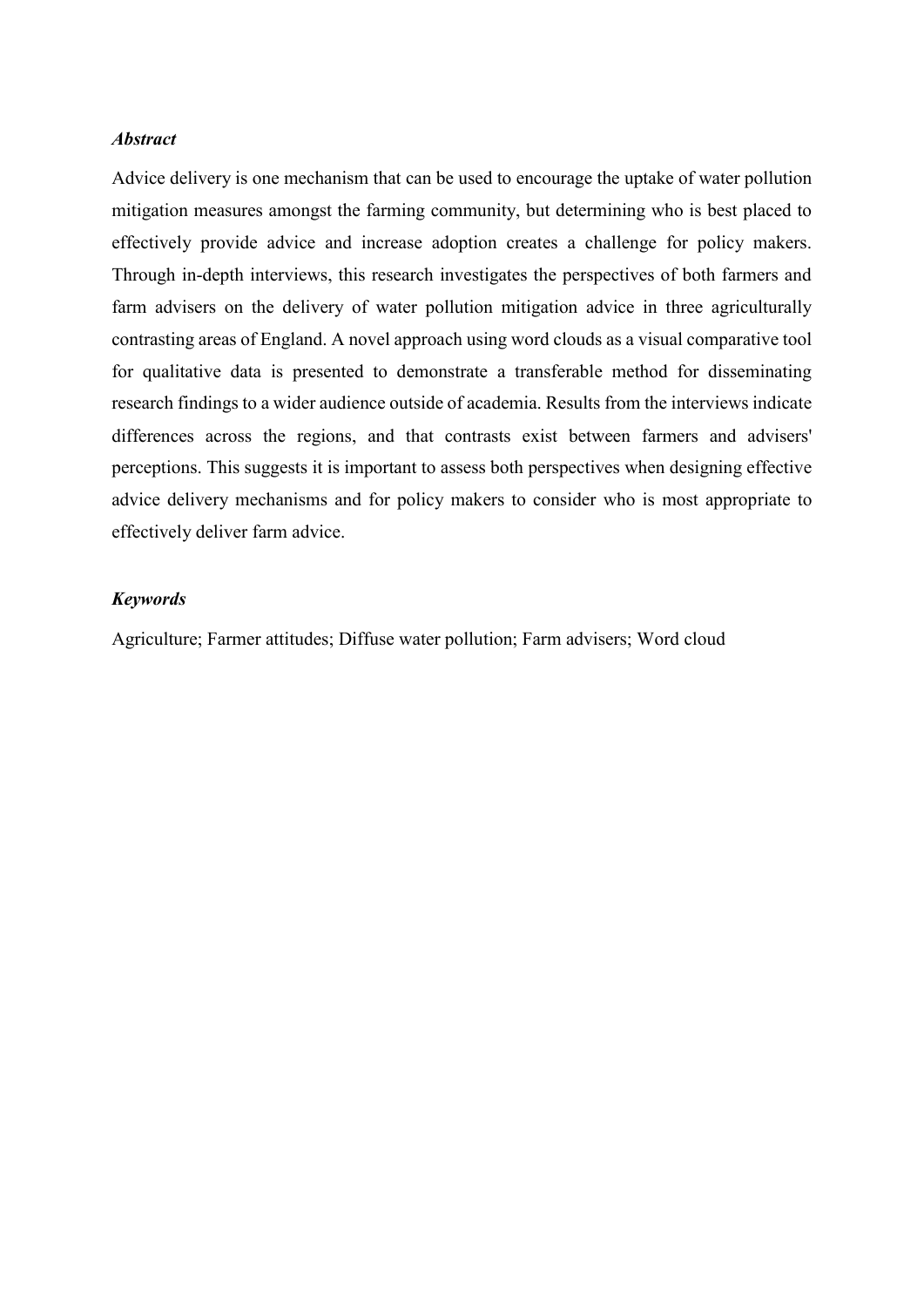***Abstract***

Advice delivery is one mechanism that can be used to encourage the uptake of water pollution mitigation measures amongst the farming community, but determining who is best placed to effectively provide advice and increase adoption creates a challenge for policy makers. Through in-depth interviews, this research investigates the perspectives of both farmers and farm advisers on the delivery of water pollution mitigation advice in three agriculturally contrasting areas of England. A novel approach using word clouds as a visual comparative tool for qualitative data is presented to demonstrate a transferable method for disseminating research findings to a wider audience outside of academia. Results from the interviews indicate differences across the regions, and that contrasts exist between farmers and advisers' perceptions. This suggests it is important to assess both perspectives when designing effective advice delivery mechanisms and for policy makers to consider who is most appropriate to effectively deliver farm advice.

***Keywords***

Agriculture; Farmer attitudes; Diffuse water pollution; Farm advisers; Word cloud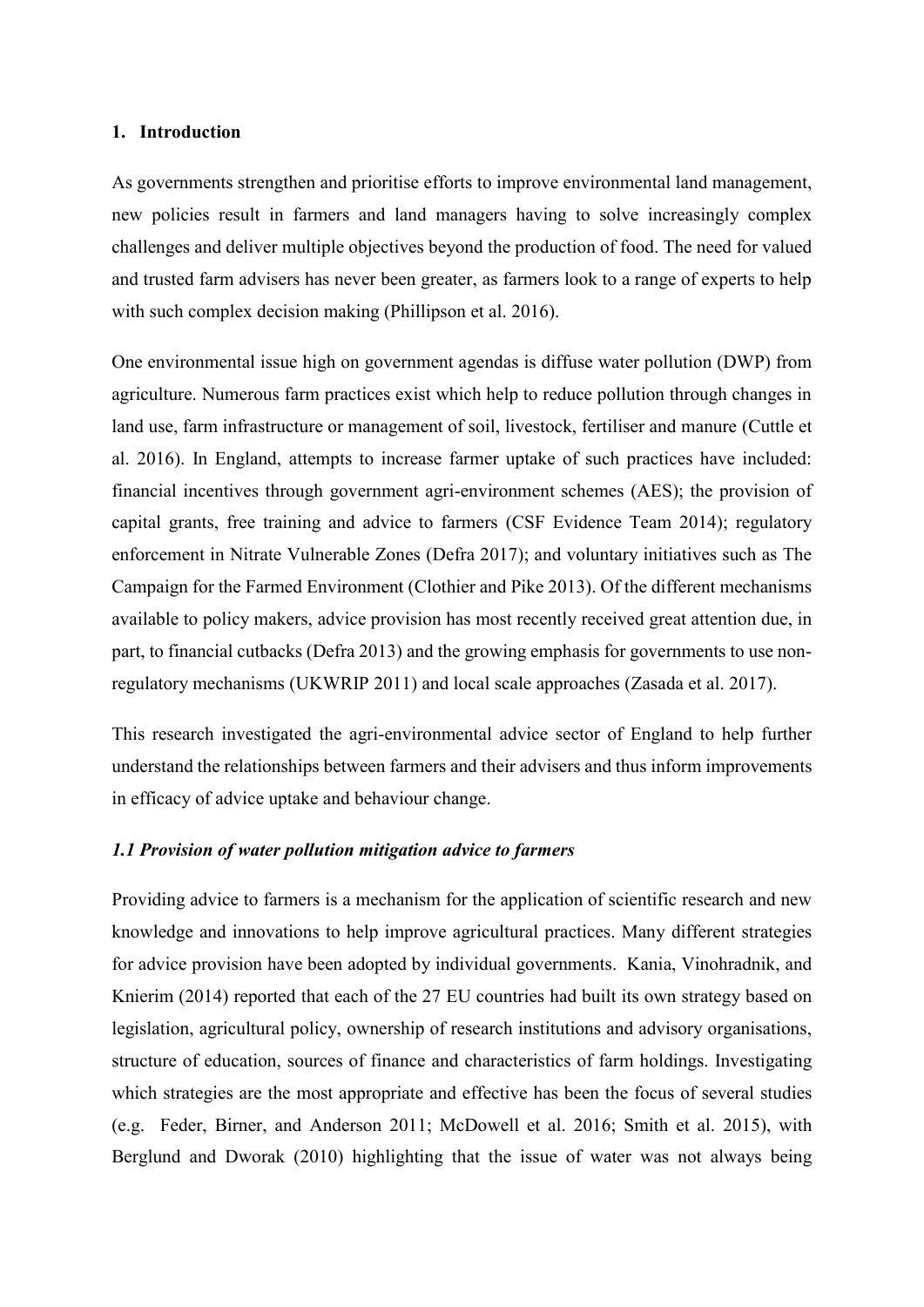## 1. Introduction

As governments strengthen and prioritise efforts to improve environmental land management, new policies result in farmers and land managers having to solve increasingly complex challenges and deliver multiple objectives beyond the production of food. The need for valued and trusted farm advisers has never been greater, as farmers look to a range of experts to help with such complex decision making (Phillipson et al. 2016).

One environmental issue high on government agendas is diffuse water pollution (DWP) from agriculture. Numerous farm practices exist which help to reduce pollution through changes in land use, farm infrastructure or management of soil, livestock, fertiliser and manure (Cuttle et al. 2016). In England, attempts to increase farmer uptake of such practices have included: financial incentives through government agri-environment schemes (AES); the provision of capital grants, free training and advice to farmers (CSF Evidence Team 2014); regulatory enforcement in Nitrate Vulnerable Zones (Defra 2017); and voluntary initiatives such as The Campaign for the Farmed Environment (Clothier and Pike 2013). Of the different mechanisms available to policy makers, advice provision has most recently received great attention due, in part, to financial cutbacks (Defra 2013) and the growing emphasis for governments to use non-regulatory mechanisms (UKWRIP 2011) and local scale approaches (Zasada et al. 2017).

This research investigated the agri-environmental advice sector of England to help further understand the relationships between farmers and their advisers and thus inform improvements in efficacy of advice uptake and behaviour change.

### *1.1 Provision of water pollution mitigation advice to farmers*

Providing advice to farmers is a mechanism for the application of scientific research and new knowledge and innovations to help improve agricultural practices. Many different strategies for advice provision have been adopted by individual governments. Kania, Vinohradnik, and Knierim (2014) reported that each of the 27 EU countries had built its own strategy based on legislation, agricultural policy, ownership of research institutions and advisory organisations, structure of education, sources of finance and characteristics of farm holdings. Investigating which strategies are the most appropriate and effective has been the focus of several studies (e.g. Feder, Birner, and Anderson 2011; McDowell et al. 2016; Smith et al. 2015), with Berglund and Dworak (2010) highlighting that the issue of water was not always being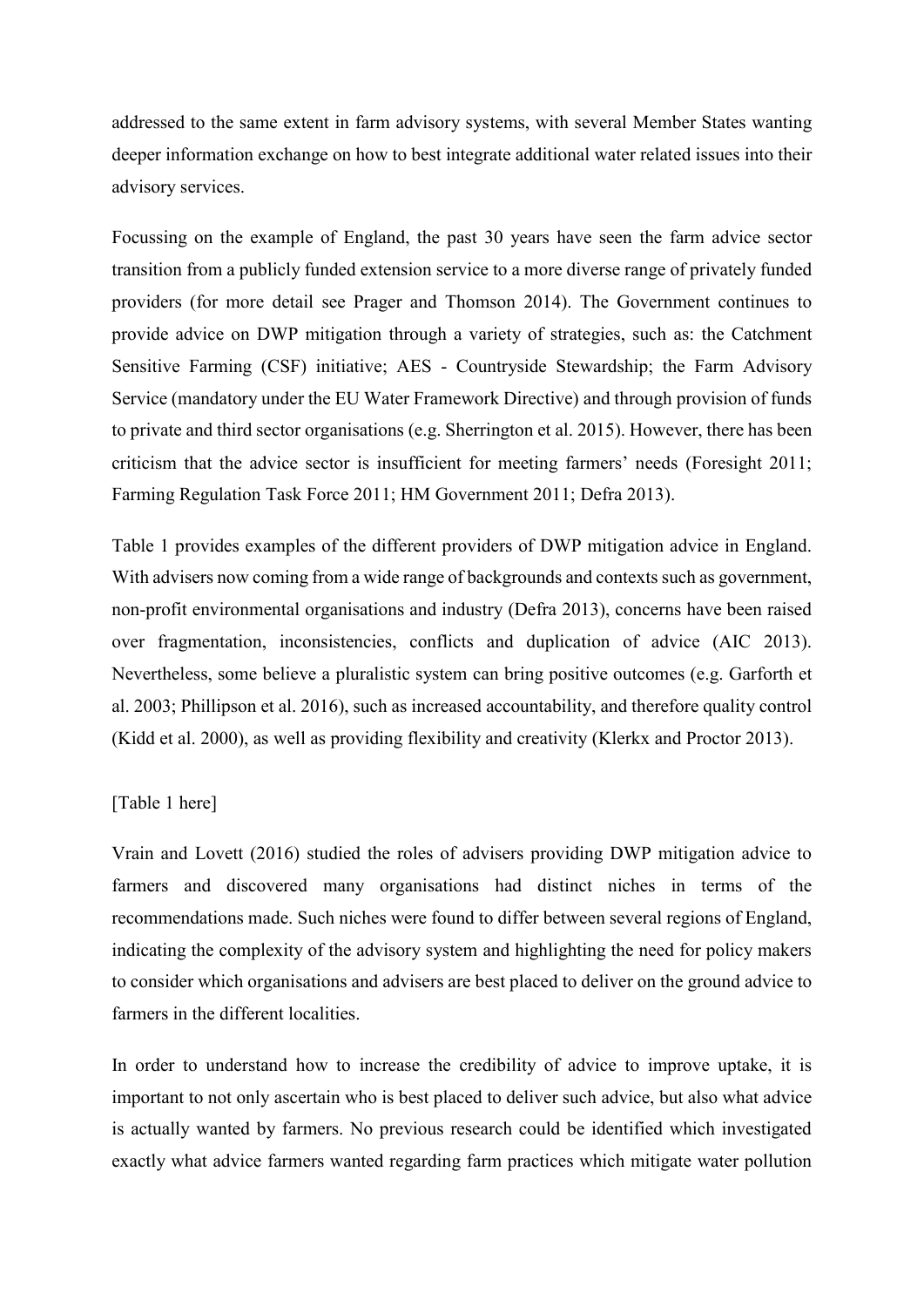addressed to the same extent in farm advisory systems, with several Member States wanting deeper information exchange on how to best integrate additional water related issues into their advisory services.

Focussing on the example of England, the past 30 years have seen the farm advice sector transition from a publicly funded extension service to a more diverse range of privately funded providers (for more detail see Prager and Thomson 2014). The Government continues to provide advice on DWP mitigation through a variety of strategies, such as: the Catchment Sensitive Farming (CSF) initiative; AES - Countryside Stewardship; the Farm Advisory Service (mandatory under the EU Water Framework Directive) and through provision of funds to private and third sector organisations (e.g. Sherrington et al. 2015). However, there has been criticism that the advice sector is insufficient for meeting farmers' needs (Foresight 2011; Farming Regulation Task Force 2011; HM Government 2011; Defra 2013).

Table 1 provides examples of the different providers of DWP mitigation advice in England. With advisers now coming from a wide range of backgrounds and contexts such as government, non-profit environmental organisations and industry (Defra 2013), concerns have been raised over fragmentation, inconsistencies, conflicts and duplication of advice (AIC 2013). Nevertheless, some believe a pluralistic system can bring positive outcomes (e.g. Garforth et al. 2003; Phillipson et al. 2016), such as increased accountability, and therefore quality control (Kidd et al. 2000), as well as providing flexibility and creativity (Klerkx and Proctor 2013).

[Table 1 here]

Vrain and Lovett (2016) studied the roles of advisers providing DWP mitigation advice to farmers and discovered many organisations had distinct niches in terms of the recommendations made. Such niches were found to differ between several regions of England, indicating the complexity of the advisory system and highlighting the need for policy makers to consider which organisations and advisers are best placed to deliver on the ground advice to farmers in the different localities.

In order to understand how to increase the credibility of advice to improve uptake, it is important to not only ascertain who is best placed to deliver such advice, but also what advice is actually wanted by farmers. No previous research could be identified which investigated exactly what advice farmers wanted regarding farm practices which mitigate water pollution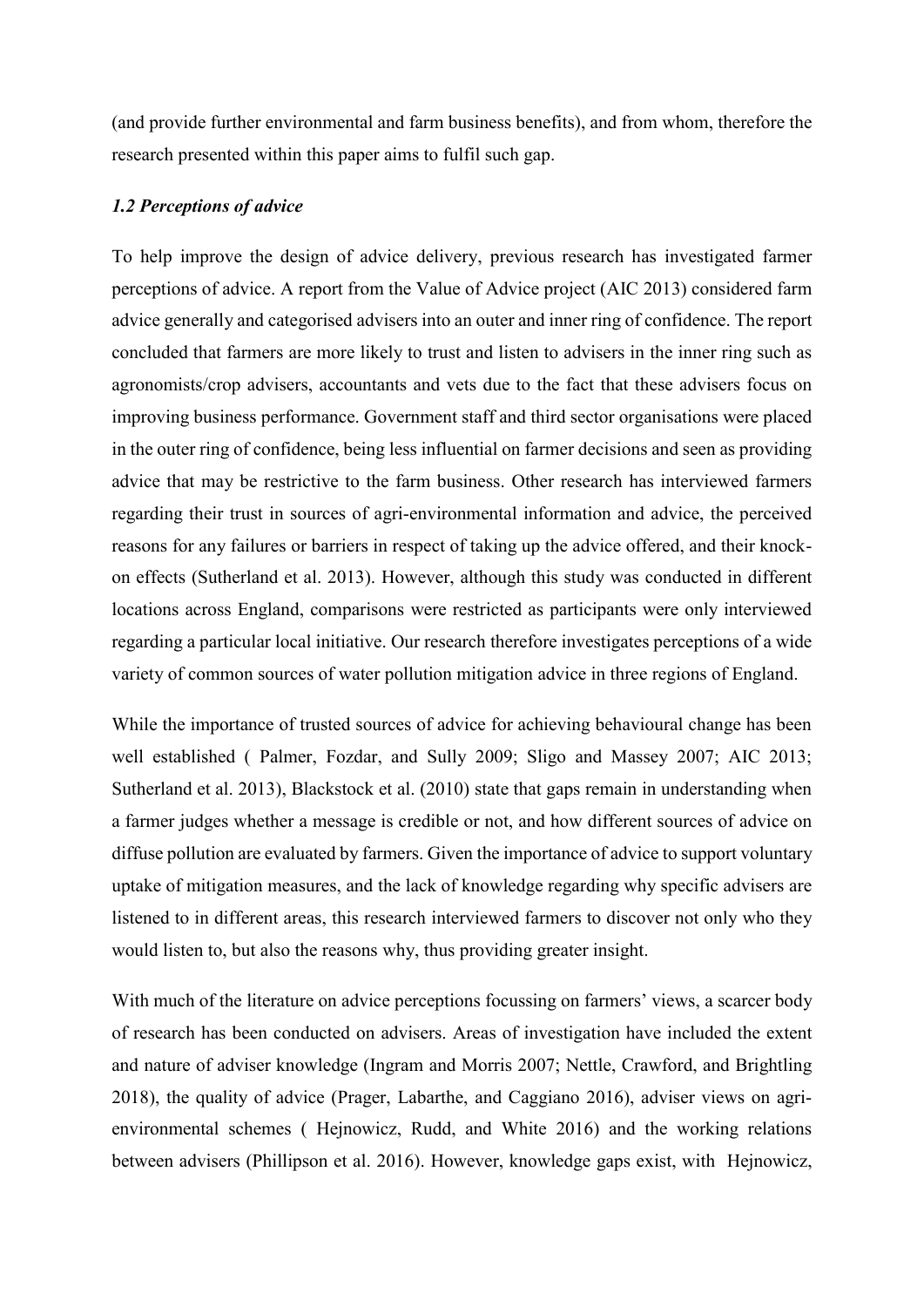(and provide further environmental and farm business benefits), and from whom, therefore the research presented within this paper aims to fulfil such gap.

### *1.2 Perceptions of advice*

To help improve the design of advice delivery, previous research has investigated farmer perceptions of advice. A report from the Value of Advice project (AIC 2013) considered farm advice generally and categorised advisers into an outer and inner ring of confidence. The report concluded that farmers are more likely to trust and listen to advisers in the inner ring such as agronomists/crop advisers, accountants and vets due to the fact that these advisers focus on improving business performance. Government staff and third sector organisations were placed in the outer ring of confidence, being less influential on farmer decisions and seen as providing advice that may be restrictive to the farm business. Other research has interviewed farmers regarding their trust in sources of agri-environmental information and advice, the perceived reasons for any failures or barriers in respect of taking up the advice offered, and their knock-on effects (Sutherland et al. 2013). However, although this study was conducted in different locations across England, comparisons were restricted as participants were only interviewed regarding a particular local initiative. Our research therefore investigates perceptions of a wide variety of common sources of water pollution mitigation advice in three regions of England.

While the importance of trusted sources of advice for achieving behavioural change has been well established ( Palmer, Fozdar, and Sully 2009; Sligo and Massey 2007; AIC 2013; Sutherland et al. 2013), Blackstock et al. (2010) state that gaps remain in understanding when a farmer judges whether a message is credible or not, and how different sources of advice on diffuse pollution are evaluated by farmers. Given the importance of advice to support voluntary uptake of mitigation measures, and the lack of knowledge regarding why specific advisers are listened to in different areas, this research interviewed farmers to discover not only who they would listen to, but also the reasons why, thus providing greater insight.

With much of the literature on advice perceptions focussing on farmers' views, a scarcer body of research has been conducted on advisers. Areas of investigation have included the extent and nature of adviser knowledge (Ingram and Morris 2007; Nettle, Crawford, and Brightling 2018), the quality of advice (Prager, Labarthe, and Caggiano 2016), adviser views on agri-environmental schemes ( Hejnowicz, Rudd, and White 2016) and the working relations between advisers (Phillipson et al. 2016). However, knowledge gaps exist, with Hejnowicz,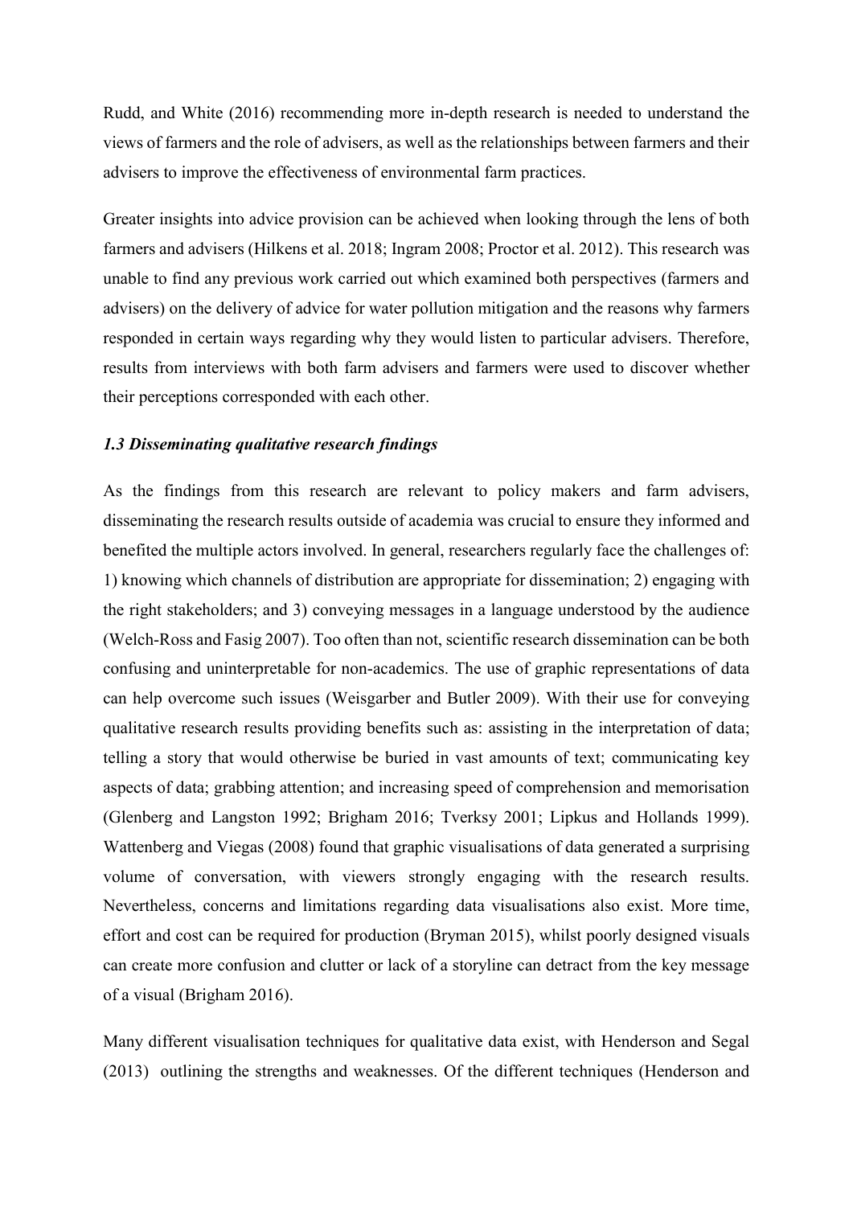Rudd, and White (2016) recommending more in-depth research is needed to understand the views of farmers and the role of advisers, as well as the relationships between farmers and their advisers to improve the effectiveness of environmental farm practices.

Greater insights into advice provision can be achieved when looking through the lens of both farmers and advisers (Hilkens et al. 2018; Ingram 2008; Proctor et al. 2012). This research was unable to find any previous work carried out which examined both perspectives (farmers and advisers) on the delivery of advice for water pollution mitigation and the reasons why farmers responded in certain ways regarding why they would listen to particular advisers. Therefore, results from interviews with both farm advisers and farmers were used to discover whether their perceptions corresponded with each other.

### *1.3 Disseminating qualitative research findings*

As the findings from this research are relevant to policy makers and farm advisers, disseminating the research results outside of academia was crucial to ensure they informed and benefited the multiple actors involved. In general, researchers regularly face the challenges of: 1) knowing which channels of distribution are appropriate for dissemination; 2) engaging with the right stakeholders; and 3) conveying messages in a language understood by the audience (Welch-Ross and Fasig 2007). Too often than not, scientific research dissemination can be both confusing and uninterpretable for non-academics. The use of graphic representations of data can help overcome such issues (Weisgarber and Butler 2009). With their use for conveying qualitative research results providing benefits such as: assisting in the interpretation of data; telling a story that would otherwise be buried in vast amounts of text; communicating key aspects of data; grabbing attention; and increasing speed of comprehension and memorisation (Glenberg and Langston 1992; Brigham 2016; Tverksy 2001; Lipkus and Hollands 1999). Wattenberg and Viegas (2008) found that graphic visualisations of data generated a surprising volume of conversation, with viewers strongly engaging with the research results. Nevertheless, concerns and limitations regarding data visualisations also exist. More time, effort and cost can be required for production (Bryman 2015), whilst poorly designed visuals can create more confusion and clutter or lack of a storyline can detract from the key message of a visual (Brigham 2016).

Many different visualisation techniques for qualitative data exist, with Henderson and Segal (2013) outlining the strengths and weaknesses. Of the different techniques (Henderson and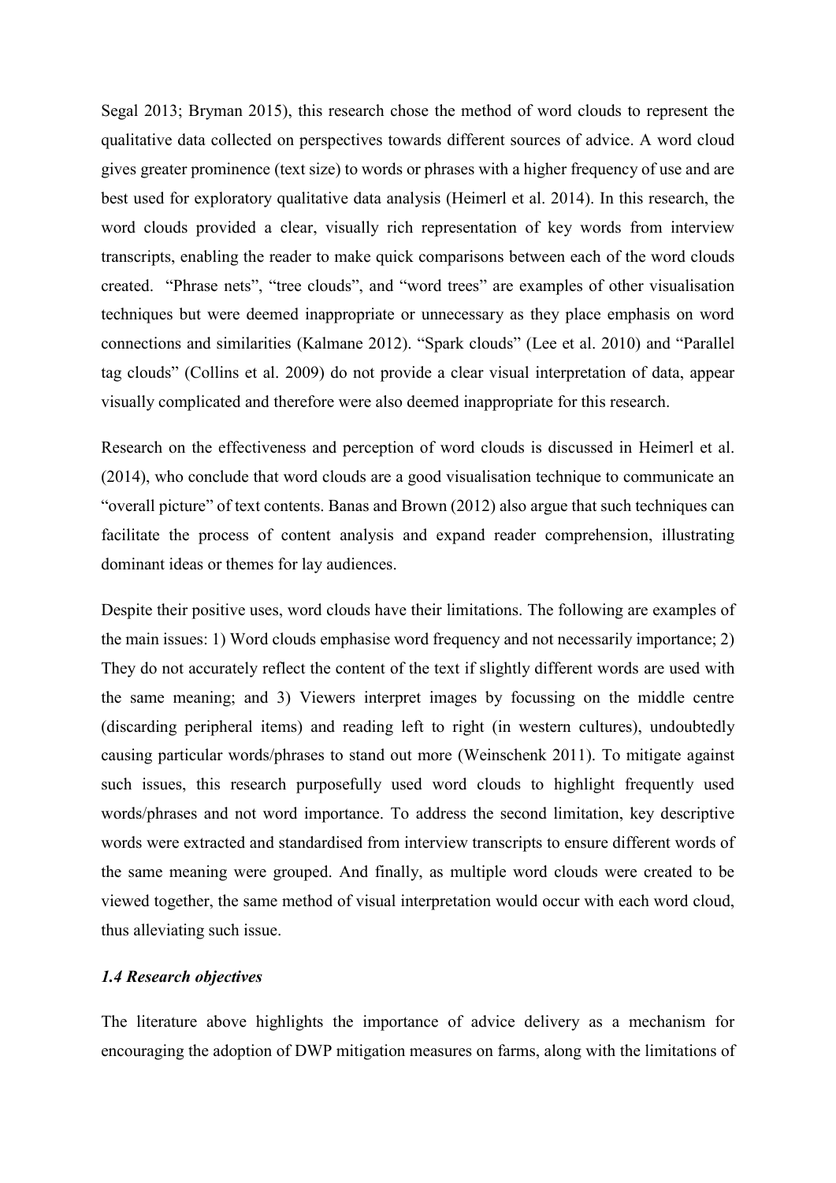Segal 2013; Bryman 2015), this research chose the method of word clouds to represent the qualitative data collected on perspectives towards different sources of advice. A word cloud gives greater prominence (text size) to words or phrases with a higher frequency of use and are best used for exploratory qualitative data analysis (Heimerl et al. 2014). In this research, the word clouds provided a clear, visually rich representation of key words from interview transcripts, enabling the reader to make quick comparisons between each of the word clouds created. "Phrase nets", "tree clouds", and "word trees" are examples of other visualisation techniques but were deemed inappropriate or unnecessary as they place emphasis on word connections and similarities (Kalmane 2012). "Spark clouds" (Lee et al. 2010) and "Parallel tag clouds" (Collins et al. 2009) do not provide a clear visual interpretation of data, appear visually complicated and therefore were also deemed inappropriate for this research.

Research on the effectiveness and perception of word clouds is discussed in Heimerl et al. (2014), who conclude that word clouds are a good visualisation technique to communicate an "overall picture" of text contents. Banas and Brown (2012) also argue that such techniques can facilitate the process of content analysis and expand reader comprehension, illustrating dominant ideas or themes for lay audiences.

Despite their positive uses, word clouds have their limitations. The following are examples of the main issues: 1) Word clouds emphasise word frequency and not necessarily importance; 2) They do not accurately reflect the content of the text if slightly different words are used with the same meaning; and 3) Viewers interpret images by focussing on the middle centre (discarding peripheral items) and reading left to right (in western cultures), undoubtedly causing particular words/phrases to stand out more (Weinschenk 2011). To mitigate against such issues, this research purposefully used word clouds to highlight frequently used words/phrases and not word importance. To address the second limitation, key descriptive words were extracted and standardised from interview transcripts to ensure different words of the same meaning were grouped. And finally, as multiple word clouds were created to be viewed together, the same method of visual interpretation would occur with each word cloud, thus alleviating such issue.

### *1.4 Research objectives*

The literature above highlights the importance of advice delivery as a mechanism for encouraging the adoption of DWP mitigation measures on farms, along with the limitations of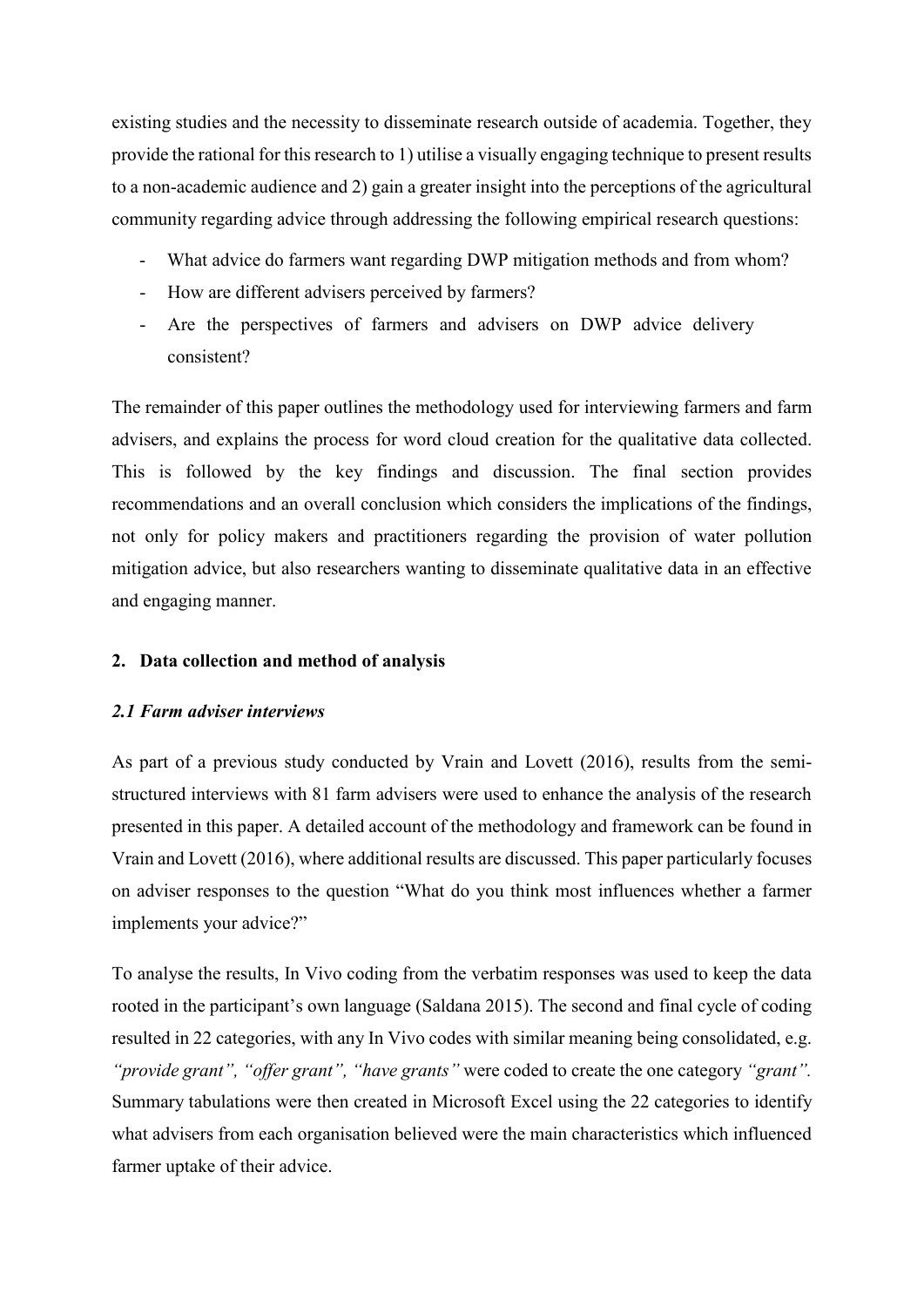existing studies and the necessity to disseminate research outside of academia. Together, they provide the rational for this research to 1) utilise a visually engaging technique to present results to a non-academic audience and 2) gain a greater insight into the perceptions of the agricultural community regarding advice through addressing the following empirical research questions:

- What advice do farmers want regarding DWP mitigation methods and from whom?
- How are different advisers perceived by farmers?
- Are the perspectives of farmers and advisers on DWP advice delivery consistent?

The remainder of this paper outlines the methodology used for interviewing farmers and farm advisers, and explains the process for word cloud creation for the qualitative data collected. This is followed by the key findings and discussion. The final section provides recommendations and an overall conclusion which considers the implications of the findings, not only for policy makers and practitioners regarding the provision of water pollution mitigation advice, but also researchers wanting to disseminate qualitative data in an effective and engaging manner.

## 2. Data collection and method of analysis

### *2.1 Farm adviser interviews*

As part of a previous study conducted by Vrain and Lovett (2016), results from the semi-structured interviews with 81 farm advisers were used to enhance the analysis of the research presented in this paper. A detailed account of the methodology and framework can be found in Vrain and Lovett (2016), where additional results are discussed. This paper particularly focuses on adviser responses to the question "What do you think most influences whether a farmer implements your advice?"

To analyse the results, In Vivo coding from the verbatim responses was used to keep the data rooted in the participant's own language (Saldana 2015). The second and final cycle of coding resulted in 22 categories, with any In Vivo codes with similar meaning being consolidated, e.g. *"provide grant", "offer grant", "have grants"* were coded to create the one category *"grant".* Summary tabulations were then created in Microsoft Excel using the 22 categories to identify what advisers from each organisation believed were the main characteristics which influenced farmer uptake of their advice.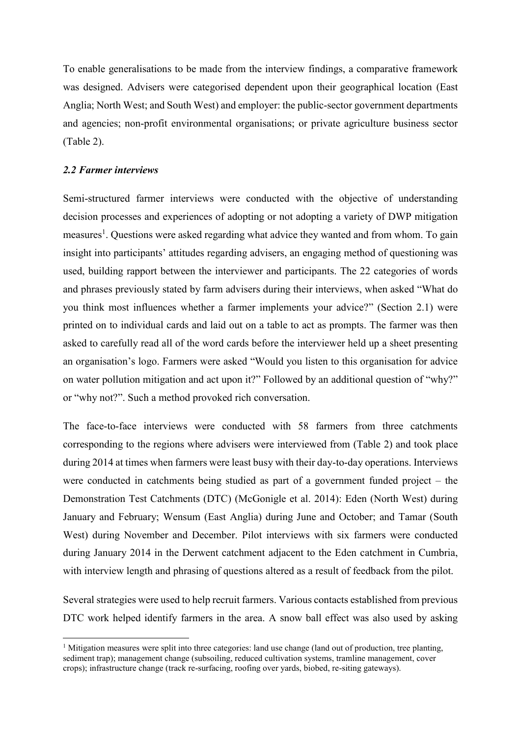To enable generalisations to be made from the interview findings, a comparative framework was designed. Advisers were categorised dependent upon their geographical location (East Anglia; North West; and South West) and employer: the public-sector government departments and agencies; non-profit environmental organisations; or private agriculture business sector (Table 2).

### *2.2 Farmer interviews*

Semi-structured farmer interviews were conducted with the objective of understanding decision processes and experiences of adopting or not adopting a variety of DWP mitigation measures[1]. Questions were asked regarding what advice they wanted and from whom. To gain insight into participants' attitudes regarding advisers, an engaging method of questioning was used, building rapport between the interviewer and participants. The 22 categories of words and phrases previously stated by farm advisers during their interviews, when asked "What do you think most influences whether a farmer implements your advice?" (Section 2.1) were printed on to individual cards and laid out on a table to act as prompts. The farmer was then asked to carefully read all of the word cards before the interviewer held up a sheet presenting an organisation's logo. Farmers were asked "Would you listen to this organisation for advice on water pollution mitigation and act upon it?" Followed by an additional question of "why?" or "why not?". Such a method provoked rich conversation.

The face-to-face interviews were conducted with 58 farmers from three catchments corresponding to the regions where advisers were interviewed from (Table 2) and took place during 2014 at times when farmers were least busy with their day-to-day operations. Interviews were conducted in catchments being studied as part of a government funded project – the Demonstration Test Catchments (DTC) (McGonigle et al. 2014): Eden (North West) during January and February; Wensum (East Anglia) during June and October; and Tamar (South West) during November and December. Pilot interviews with six farmers were conducted during January 2014 in the Derwent catchment adjacent to the Eden catchment in Cumbria, with interview length and phrasing of questions altered as a result of feedback from the pilot.

Several strategies were used to help recruit farmers. Various contacts established from previous DTC work helped identify farmers in the area. A snow ball effect was also used by asking

---

[1] Mitigation measures were split into three categories: land use change (land out of production, tree planting, sediment trap); management change (subsoiling, reduced cultivation systems, tramline management, cover crops); infrastructure change (track re-surfacing, roofing over yards, biobed, re-siting gateways).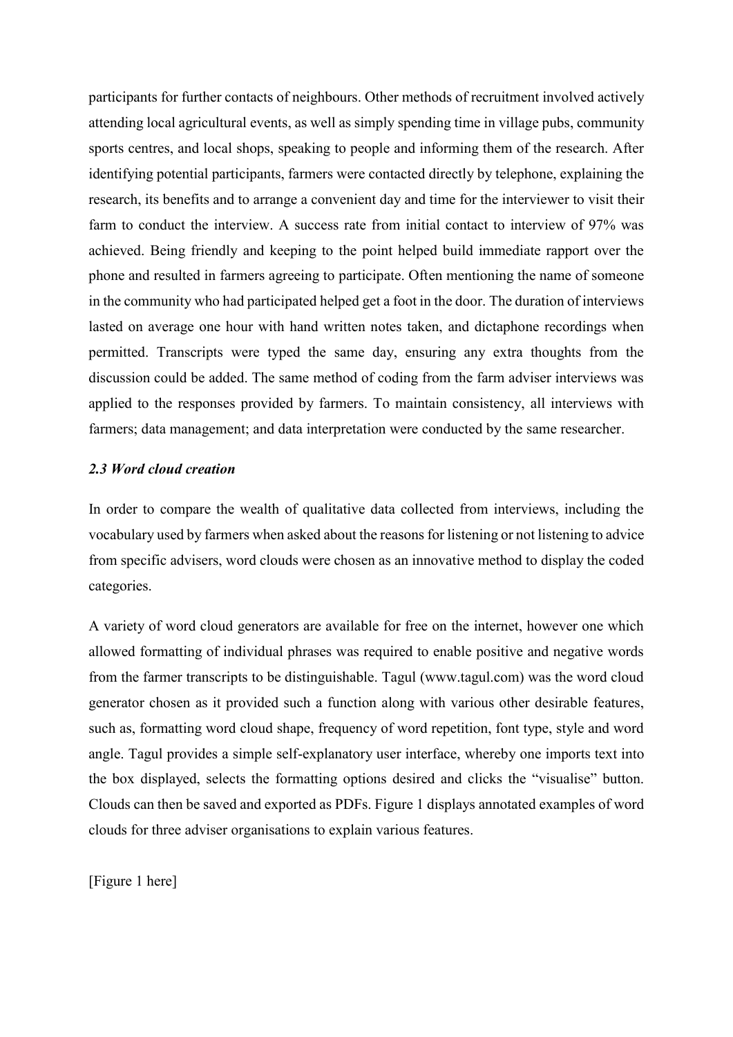participants for further contacts of neighbours. Other methods of recruitment involved actively attending local agricultural events, as well as simply spending time in village pubs, community sports centres, and local shops, speaking to people and informing them of the research. After identifying potential participants, farmers were contacted directly by telephone, explaining the research, its benefits and to arrange a convenient day and time for the interviewer to visit their farm to conduct the interview. A success rate from initial contact to interview of 97% was achieved. Being friendly and keeping to the point helped build immediate rapport over the phone and resulted in farmers agreeing to participate. Often mentioning the name of someone in the community who had participated helped get a foot in the door. The duration of interviews lasted on average one hour with hand written notes taken, and dictaphone recordings when permitted. Transcripts were typed the same day, ensuring any extra thoughts from the discussion could be added. The same method of coding from the farm adviser interviews was applied to the responses provided by farmers. To maintain consistency, all interviews with farmers; data management; and data interpretation were conducted by the same researcher.

### *2.3 Word cloud creation*

In order to compare the wealth of qualitative data collected from interviews, including the vocabulary used by farmers when asked about the reasons for listening or not listening to advice from specific advisers, word clouds were chosen as an innovative method to display the coded categories.

A variety of word cloud generators are available for free on the internet, however one which allowed formatting of individual phrases was required to enable positive and negative words from the farmer transcripts to be distinguishable. Tagul (www.tagul.com) was the word cloud generator chosen as it provided such a function along with various other desirable features, such as, formatting word cloud shape, frequency of word repetition, font type, style and word angle. Tagul provides a simple self-explanatory user interface, whereby one imports text into the box displayed, selects the formatting options desired and clicks the "visualise" button. Clouds can then be saved and exported as PDFs. Figure 1 displays annotated examples of word clouds for three adviser organisations to explain various features.

[Figure 1 here]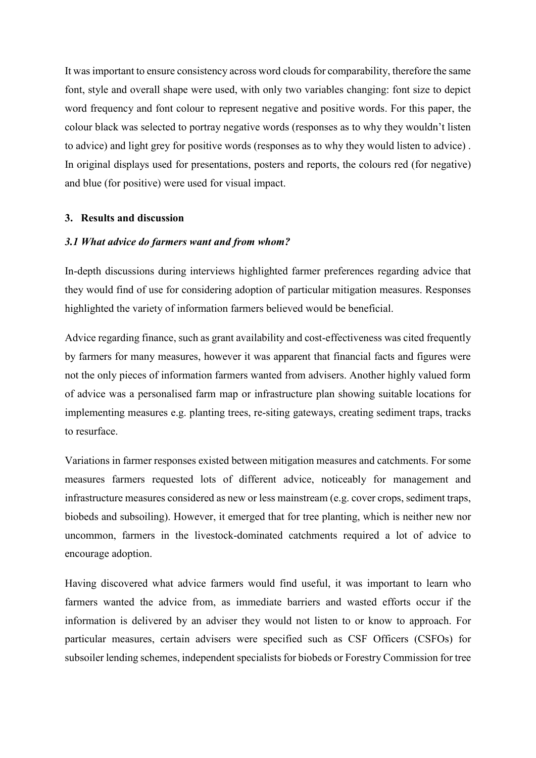It was important to ensure consistency across word clouds for comparability, therefore the same font, style and overall shape were used, with only two variables changing: font size to depict word frequency and font colour to represent negative and positive words. For this paper, the colour black was selected to portray negative words (responses as to why they wouldn't listen to advice) and light grey for positive words (responses as to why they would listen to advice) . In original displays used for presentations, posters and reports, the colours red (for negative) and blue (for positive) were used for visual impact.

## 3. Results and discussion

### *3.1 What advice do farmers want and from whom?*

In-depth discussions during interviews highlighted farmer preferences regarding advice that they would find of use for considering adoption of particular mitigation measures. Responses highlighted the variety of information farmers believed would be beneficial.

Advice regarding finance, such as grant availability and cost-effectiveness was cited frequently by farmers for many measures, however it was apparent that financial facts and figures were not the only pieces of information farmers wanted from advisers. Another highly valued form of advice was a personalised farm map or infrastructure plan showing suitable locations for implementing measures e.g. planting trees, re-siting gateways, creating sediment traps, tracks to resurface.

Variations in farmer responses existed between mitigation measures and catchments. For some measures farmers requested lots of different advice, noticeably for management and infrastructure measures considered as new or less mainstream (e.g. cover crops, sediment traps, biobeds and subsoiling). However, it emerged that for tree planting, which is neither new nor uncommon, farmers in the livestock-dominated catchments required a lot of advice to encourage adoption.

Having discovered what advice farmers would find useful, it was important to learn who farmers wanted the advice from, as immediate barriers and wasted efforts occur if the information is delivered by an adviser they would not listen to or know to approach. For particular measures, certain advisers were specified such as CSF Officers (CSFOs) for subsoiler lending schemes, independent specialists for biobeds or Forestry Commission for tree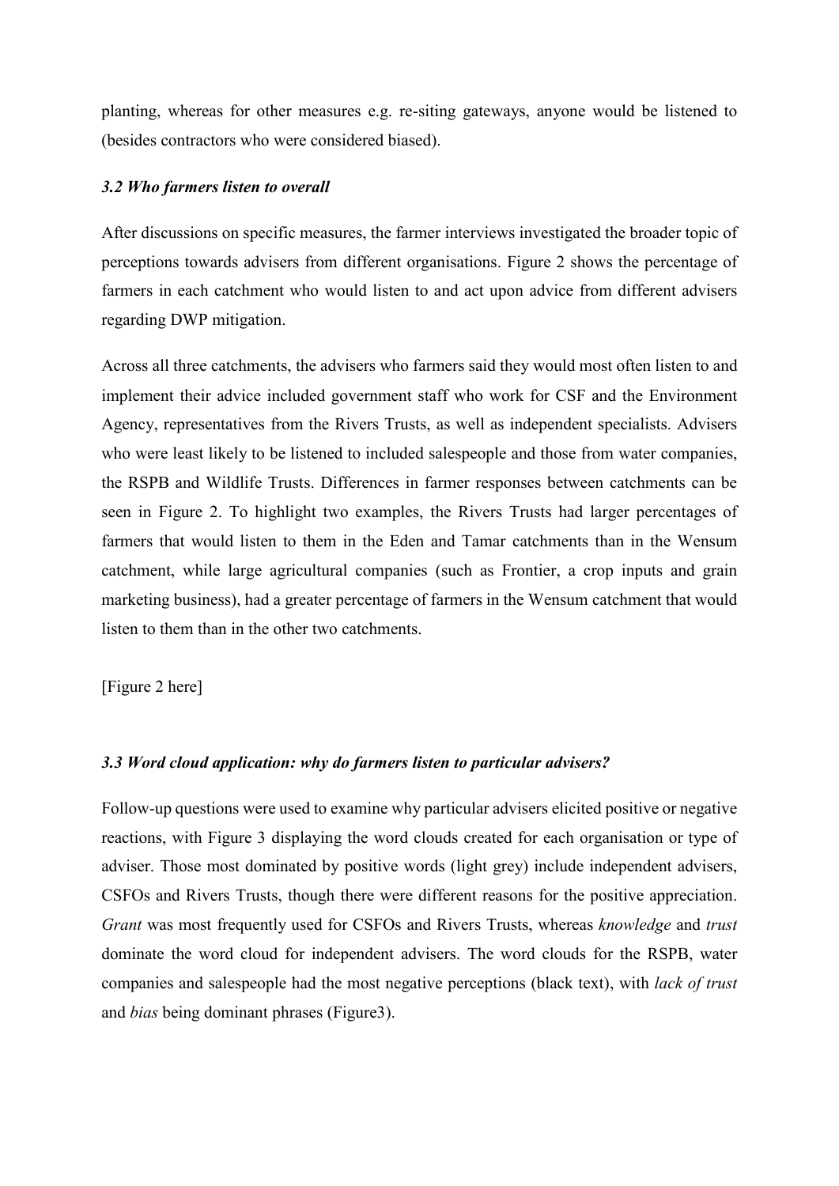planting, whereas for other measures e.g. re-siting gateways, anyone would be listened to (besides contractors who were considered biased).

### *3.2 Who farmers listen to overall*

After discussions on specific measures, the farmer interviews investigated the broader topic of perceptions towards advisers from different organisations. Figure 2 shows the percentage of farmers in each catchment who would listen to and act upon advice from different advisers regarding DWP mitigation.

Across all three catchments, the advisers who farmers said they would most often listen to and implement their advice included government staff who work for CSF and the Environment Agency, representatives from the Rivers Trusts, as well as independent specialists. Advisers who were least likely to be listened to included salespeople and those from water companies, the RSPB and Wildlife Trusts. Differences in farmer responses between catchments can be seen in Figure 2. To highlight two examples, the Rivers Trusts had larger percentages of farmers that would listen to them in the Eden and Tamar catchments than in the Wensum catchment, while large agricultural companies (such as Frontier, a crop inputs and grain marketing business), had a greater percentage of farmers in the Wensum catchment that would listen to them than in the other two catchments.

[Figure 2 here]

### *3.3 Word cloud application: why do farmers listen to particular advisers?*

Follow-up questions were used to examine why particular advisers elicited positive or negative reactions, with Figure 3 displaying the word clouds created for each organisation or type of adviser. Those most dominated by positive words (light grey) include independent advisers, CSFOs and Rivers Trusts, though there were different reasons for the positive appreciation. *Grant* was most frequently used for CSFOs and Rivers Trusts, whereas *knowledge* and *trust* dominate the word cloud for independent advisers. The word clouds for the RSPB, water companies and salespeople had the most negative perceptions (black text), with *lack of trust* and *bias* being dominant phrases (Figure3).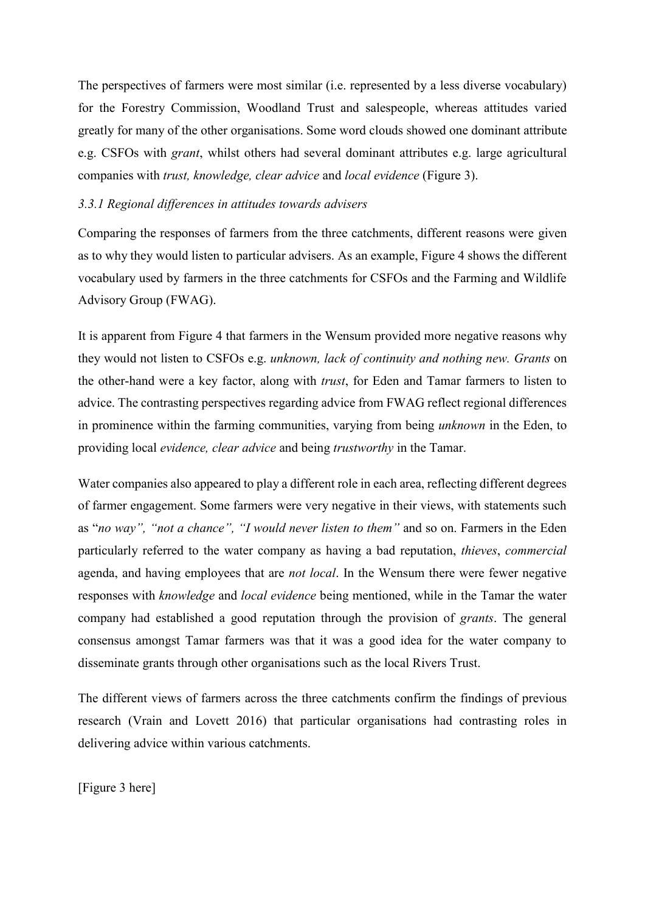The perspectives of farmers were most similar (i.e. represented by a less diverse vocabulary) for the Forestry Commission, Woodland Trust and salespeople, whereas attitudes varied greatly for many of the other organisations. Some word clouds showed one dominant attribute e.g. CSFOs with *grant*, whilst others had several dominant attributes e.g. large agricultural companies with *trust, knowledge, clear advice* and *local evidence* (Figure 3).

### *3.3.1 Regional differences in attitudes towards advisers*

Comparing the responses of farmers from the three catchments, different reasons were given as to why they would listen to particular advisers. As an example, Figure 4 shows the different vocabulary used by farmers in the three catchments for CSFOs and the Farming and Wildlife Advisory Group (FWAG).

It is apparent from Figure 4 that farmers in the Wensum provided more negative reasons why they would not listen to CSFOs e.g. *unknown, lack of continuity and nothing new. Grants* on the other-hand were a key factor, along with *trust*, for Eden and Tamar farmers to listen to advice. The contrasting perspectives regarding advice from FWAG reflect regional differences in prominence within the farming communities, varying from being *unknown* in the Eden, to providing local *evidence, clear advice* and being *trustworthy* in the Tamar.

Water companies also appeared to play a different role in each area, reflecting different degrees of farmer engagement. Some farmers were very negative in their views, with statements such as "*no way", "not a chance", "I would never listen to them"* and so on. Farmers in the Eden particularly referred to the water company as having a bad reputation, *thieves*, *commercial* agenda, and having employees that are *not local*. In the Wensum there were fewer negative responses with *knowledge* and *local evidence* being mentioned, while in the Tamar the water company had established a good reputation through the provision of *grants*. The general consensus amongst Tamar farmers was that it was a good idea for the water company to disseminate grants through other organisations such as the local Rivers Trust.

The different views of farmers across the three catchments confirm the findings of previous research (Vrain and Lovett 2016) that particular organisations had contrasting roles in delivering advice within various catchments.

[Figure 3 here]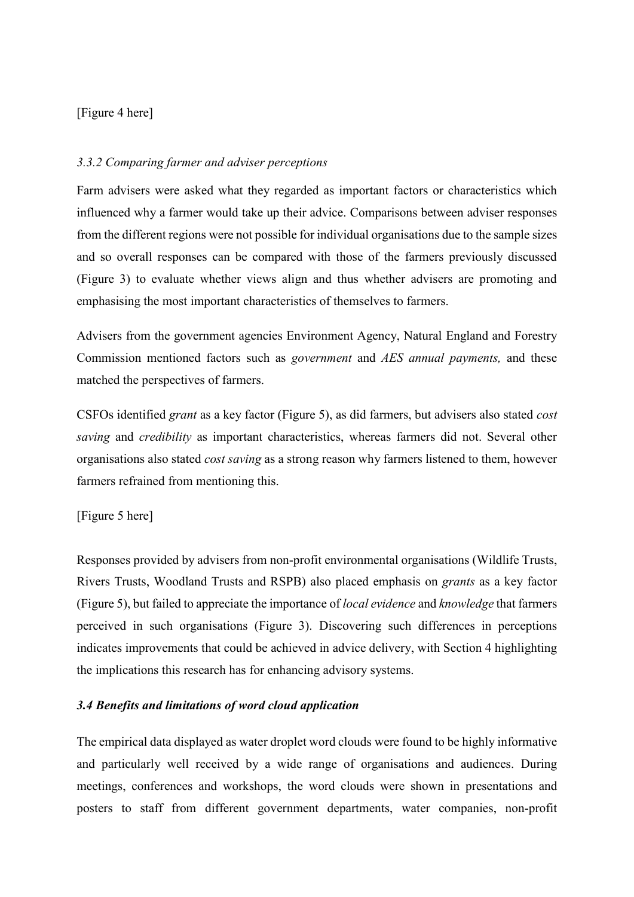[Figure 4 here]

### *3.3.2 Comparing farmer and adviser perceptions*

Farm advisers were asked what they regarded as important factors or characteristics which influenced why a farmer would take up their advice. Comparisons between adviser responses from the different regions were not possible for individual organisations due to the sample sizes and so overall responses can be compared with those of the farmers previously discussed (Figure 3) to evaluate whether views align and thus whether advisers are promoting and emphasising the most important characteristics of themselves to farmers.

Advisers from the government agencies Environment Agency, Natural England and Forestry Commission mentioned factors such as *government* and *AES annual payments,* and these matched the perspectives of farmers.

CSFOs identified *grant* as a key factor (Figure 5), as did farmers, but advisers also stated *cost saving* and *credibility* as important characteristics, whereas farmers did not. Several other organisations also stated *cost saving* as a strong reason why farmers listened to them, however farmers refrained from mentioning this.

[Figure 5 here]

Responses provided by advisers from non-profit environmental organisations (Wildlife Trusts, Rivers Trusts, Woodland Trusts and RSPB) also placed emphasis on *grants* as a key factor (Figure 5), but failed to appreciate the importance of *local evidence* and *knowledge* that farmers perceived in such organisations (Figure 3). Discovering such differences in perceptions indicates improvements that could be achieved in advice delivery, with Section 4 highlighting the implications this research has for enhancing advisory systems.

### ***3.4 Benefits and limitations of word cloud application***

The empirical data displayed as water droplet word clouds were found to be highly informative and particularly well received by a wide range of organisations and audiences. During meetings, conferences and workshops, the word clouds were shown in presentations and posters to staff from different government departments, water companies, non-profit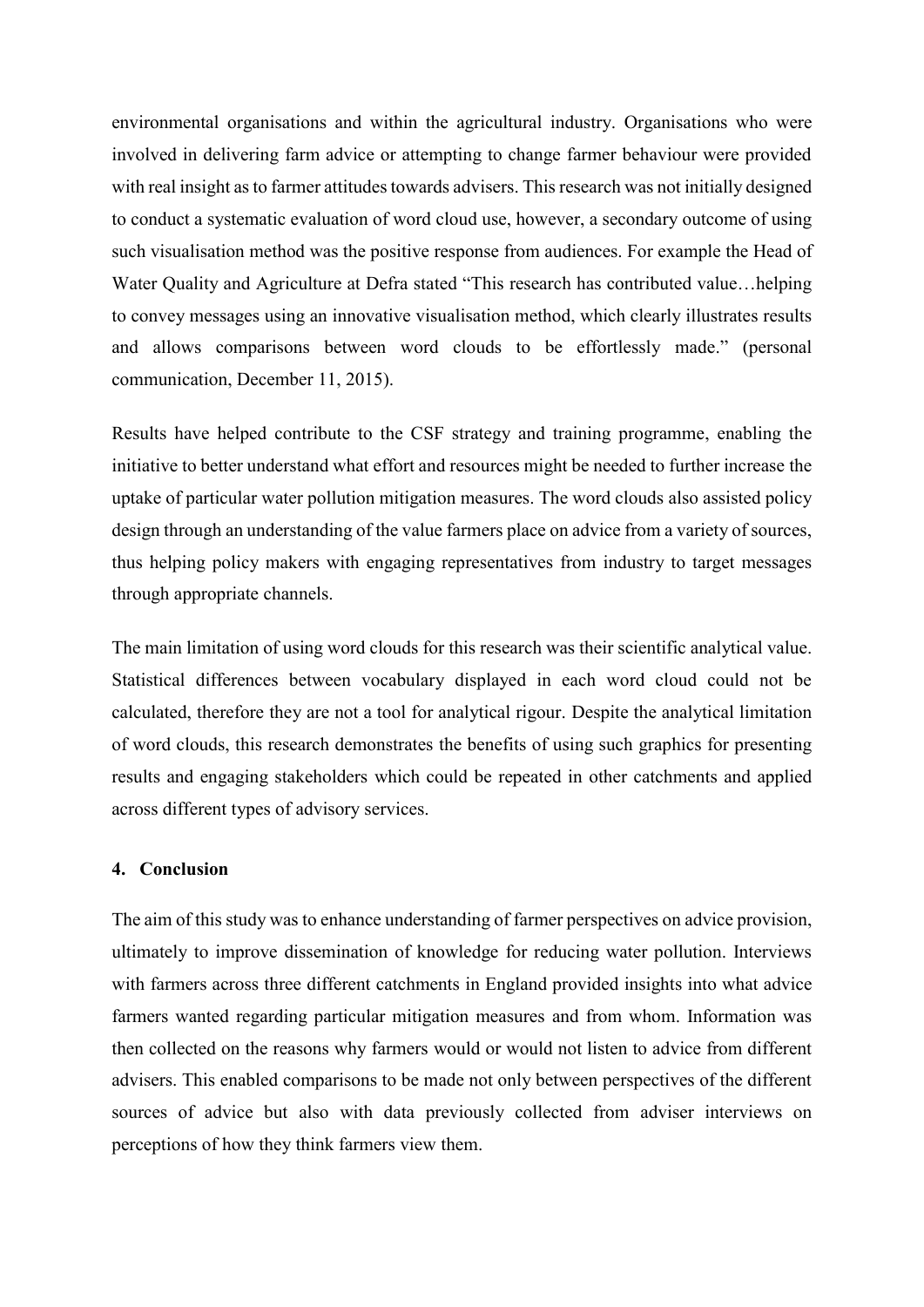environmental organisations and within the agricultural industry. Organisations who were involved in delivering farm advice or attempting to change farmer behaviour were provided with real insight as to farmer attitudes towards advisers. This research was not initially designed to conduct a systematic evaluation of word cloud use, however, a secondary outcome of using such visualisation method was the positive response from audiences. For example the Head of Water Quality and Agriculture at Defra stated "This research has contributed value…helping to convey messages using an innovative visualisation method, which clearly illustrates results and allows comparisons between word clouds to be effortlessly made." (personal communication, December 11, 2015).

Results have helped contribute to the CSF strategy and training programme, enabling the initiative to better understand what effort and resources might be needed to further increase the uptake of particular water pollution mitigation measures. The word clouds also assisted policy design through an understanding of the value farmers place on advice from a variety of sources, thus helping policy makers with engaging representatives from industry to target messages through appropriate channels.

The main limitation of using word clouds for this research was their scientific analytical value. Statistical differences between vocabulary displayed in each word cloud could not be calculated, therefore they are not a tool for analytical rigour. Despite the analytical limitation of word clouds, this research demonstrates the benefits of using such graphics for presenting results and engaging stakeholders which could be repeated in other catchments and applied across different types of advisory services.

## 4. Conclusion

The aim of this study was to enhance understanding of farmer perspectives on advice provision, ultimately to improve dissemination of knowledge for reducing water pollution. Interviews with farmers across three different catchments in England provided insights into what advice farmers wanted regarding particular mitigation measures and from whom. Information was then collected on the reasons why farmers would or would not listen to advice from different advisers. This enabled comparisons to be made not only between perspectives of the different sources of advice but also with data previously collected from adviser interviews on perceptions of how they think farmers view them.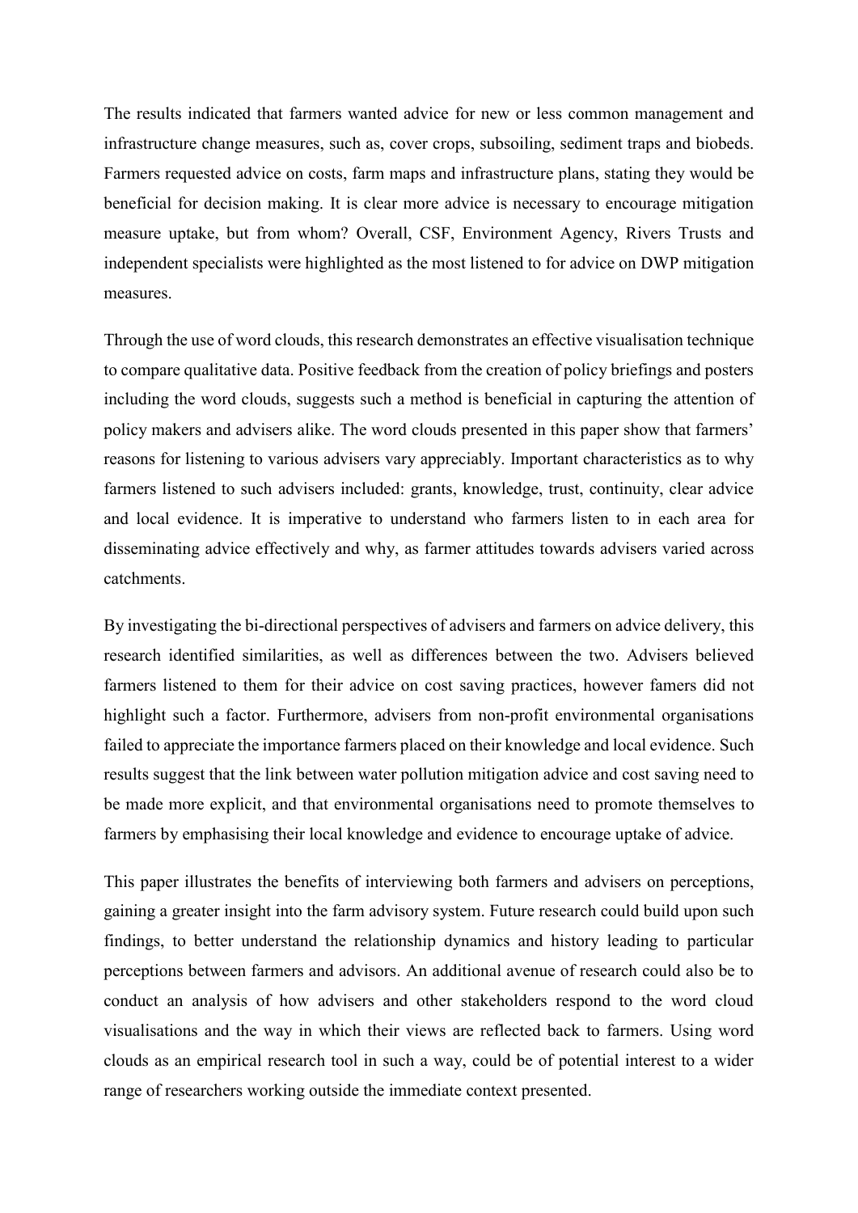The results indicated that farmers wanted advice for new or less common management and infrastructure change measures, such as, cover crops, subsoiling, sediment traps and biobeds. Farmers requested advice on costs, farm maps and infrastructure plans, stating they would be beneficial for decision making. It is clear more advice is necessary to encourage mitigation measure uptake, but from whom? Overall, CSF, Environment Agency, Rivers Trusts and independent specialists were highlighted as the most listened to for advice on DWP mitigation measures.

Through the use of word clouds, this research demonstrates an effective visualisation technique to compare qualitative data. Positive feedback from the creation of policy briefings and posters including the word clouds, suggests such a method is beneficial in capturing the attention of policy makers and advisers alike. The word clouds presented in this paper show that farmers' reasons for listening to various advisers vary appreciably. Important characteristics as to why farmers listened to such advisers included: grants, knowledge, trust, continuity, clear advice and local evidence. It is imperative to understand who farmers listen to in each area for disseminating advice effectively and why, as farmer attitudes towards advisers varied across catchments.

By investigating the bi-directional perspectives of advisers and farmers on advice delivery, this research identified similarities, as well as differences between the two. Advisers believed farmers listened to them for their advice on cost saving practices, however famers did not highlight such a factor. Furthermore, advisers from non-profit environmental organisations failed to appreciate the importance farmers placed on their knowledge and local evidence. Such results suggest that the link between water pollution mitigation advice and cost saving need to be made more explicit, and that environmental organisations need to promote themselves to farmers by emphasising their local knowledge and evidence to encourage uptake of advice.

This paper illustrates the benefits of interviewing both farmers and advisers on perceptions, gaining a greater insight into the farm advisory system. Future research could build upon such findings, to better understand the relationship dynamics and history leading to particular perceptions between farmers and advisors. An additional avenue of research could also be to conduct an analysis of how advisers and other stakeholders respond to the word cloud visualisations and the way in which their views are reflected back to farmers. Using word clouds as an empirical research tool in such a way, could be of potential interest to a wider range of researchers working outside the immediate context presented.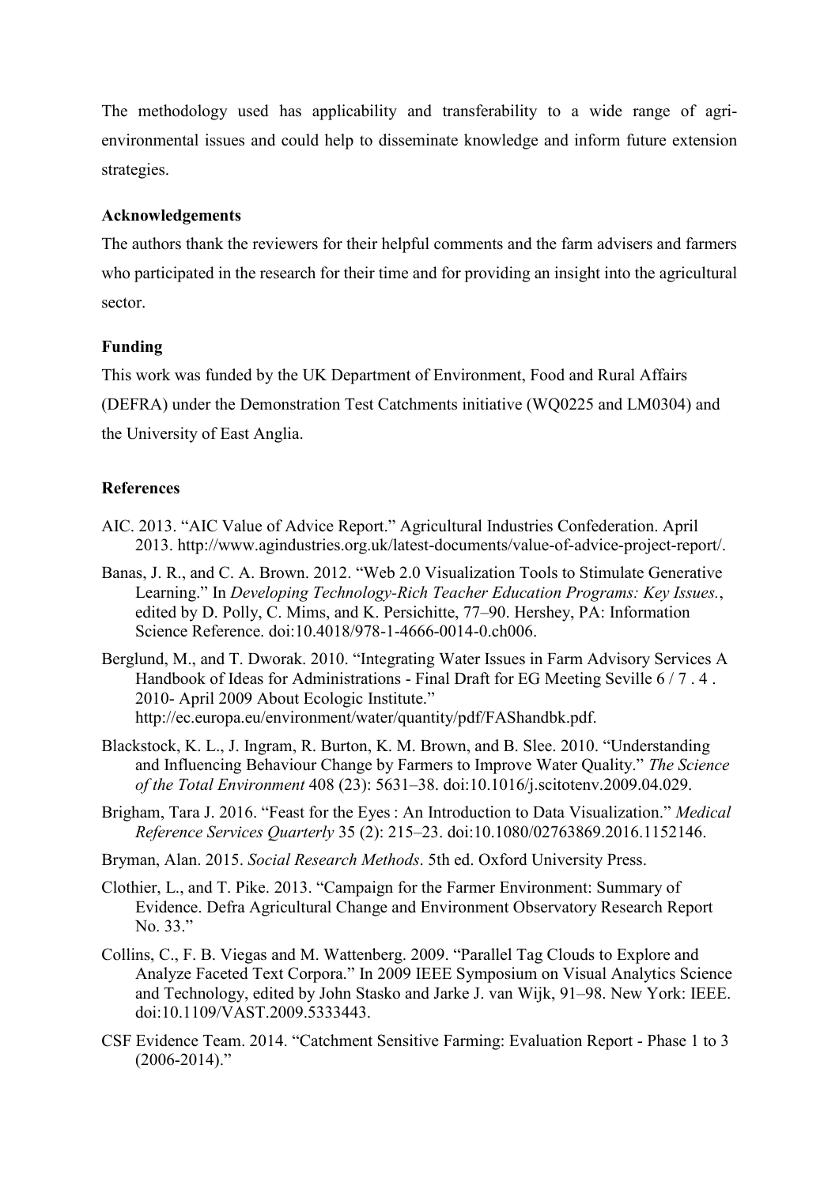The methodology used has applicability and transferability to a wide range of agri-environmental issues and could help to disseminate knowledge and inform future extension strategies.

**Acknowledgements**

The authors thank the reviewers for their helpful comments and the farm advisers and farmers who participated in the research for their time and for providing an insight into the agricultural sector.

**Funding**

This work was funded by the UK Department of Environment, Food and Rural Affairs (DEFRA) under the Demonstration Test Catchments initiative (WQ0225 and LM0304) and the University of East Anglia.

**References**

AIC. 2013. "AIC Value of Advice Report." Agricultural Industries Confederation. April 2013. http://www.agindustries.org.uk/latest-documents/value-of-advice-project-report/.

Banas, J. R., and C. A. Brown. 2012. "Web 2.0 Visualization Tools to Stimulate Generative Learning." In *Developing Technology-Rich Teacher Education Programs: Key Issues.*, edited by D. Polly, C. Mims, and K. Persichitte, 77–90. Hershey, PA: Information Science Reference. doi:10.4018/978-1-4666-0014-0.ch006.

Berglund, M., and T. Dworak. 2010. "Integrating Water Issues in Farm Advisory Services A Handbook of Ideas for Administrations - Final Draft for EG Meeting Seville 6 / 7 . 4 . 2010- April 2009 About Ecologic Institute." http://ec.europa.eu/environment/water/quantity/pdf/FAShandbk.pdf.

Blackstock, K. L., J. Ingram, R. Burton, K. M. Brown, and B. Slee. 2010. "Understanding and Influencing Behaviour Change by Farmers to Improve Water Quality." *The Science of the Total Environment* 408 (23): 5631–38. doi:10.1016/j.scitotenv.2009.04.029.

Brigham, Tara J. 2016. "Feast for the Eyes : An Introduction to Data Visualization." *Medical Reference Services Quarterly* 35 (2): 215–23. doi:10.1080/02763869.2016.1152146.

Bryman, Alan. 2015. *Social Research Methods*. 5th ed. Oxford University Press.

Clothier, L., and T. Pike. 2013. "Campaign for the Farmer Environment: Summary of Evidence. Defra Agricultural Change and Environment Observatory Research Report No. 33."

Collins, C., F. B. Viegas and M. Wattenberg. 2009. "Parallel Tag Clouds to Explore and Analyze Faceted Text Corpora." In 2009 IEEE Symposium on Visual Analytics Science and Technology, edited by John Stasko and Jarke J. van Wijk, 91–98. New York: IEEE. doi:10.1109/VAST.2009.5333443.

CSF Evidence Team. 2014. "Catchment Sensitive Farming: Evaluation Report - Phase 1 to 3 (2006-2014)."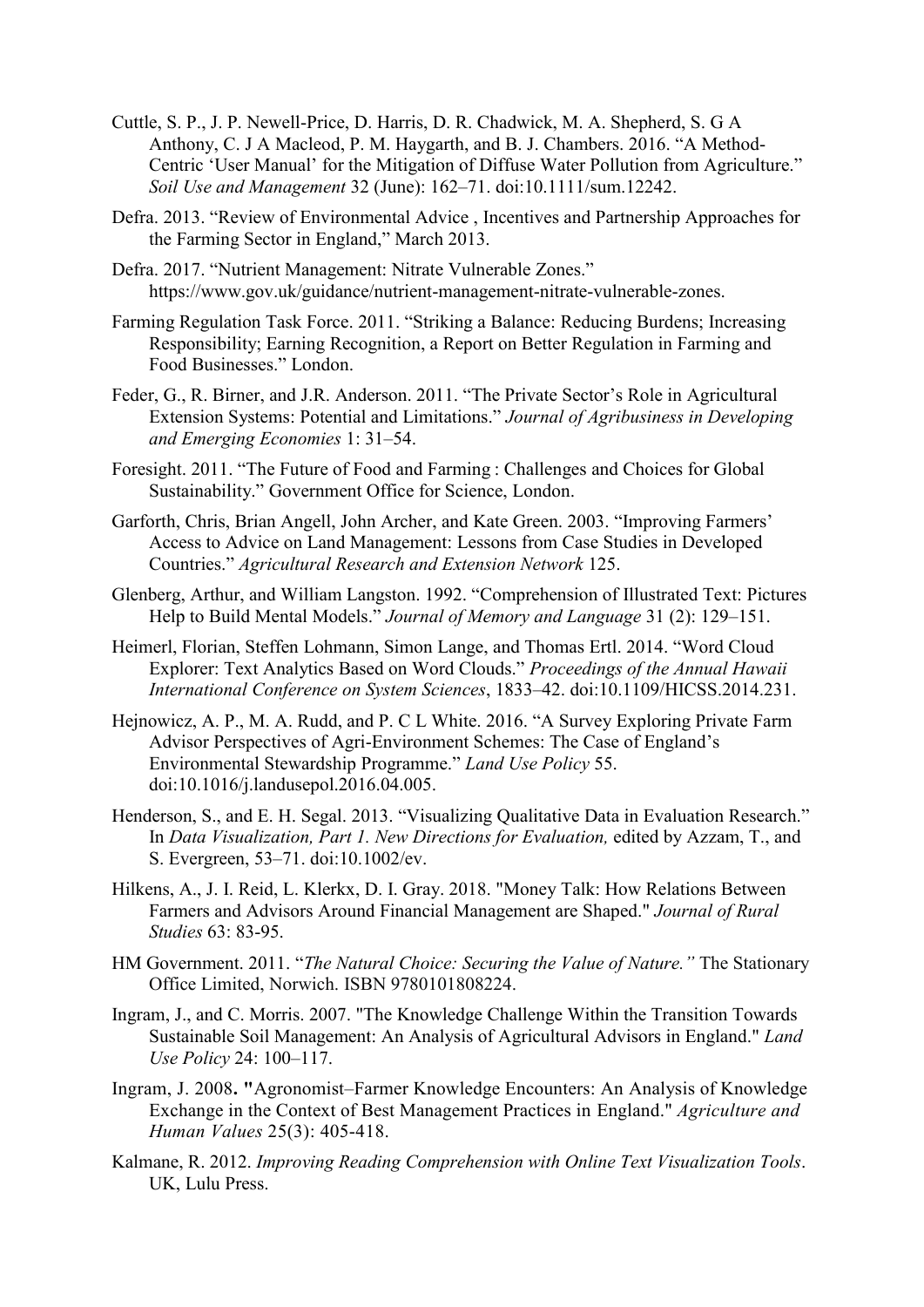Cuttle, S. P., J. P. Newell-Price, D. Harris, D. R. Chadwick, M. A. Shepherd, S. G A Anthony, C. J A Macleod, P. M. Haygarth, and B. J. Chambers. 2016. "A Method-Centric 'User Manual' for the Mitigation of Diffuse Water Pollution from Agriculture." *Soil Use and Management* 32 (June): 162–71. doi:10.1111/sum.12242.

Defra. 2013. "Review of Environmental Advice , Incentives and Partnership Approaches for the Farming Sector in England," March 2013.

Defra. 2017. "Nutrient Management: Nitrate Vulnerable Zones." https://www.gov.uk/guidance/nutrient-management-nitrate-vulnerable-zones.

Farming Regulation Task Force. 2011. "Striking a Balance: Reducing Burdens; Increasing Responsibility; Earning Recognition, a Report on Better Regulation in Farming and Food Businesses." London.

Feder, G., R. Birner, and J.R. Anderson. 2011. "The Private Sector's Role in Agricultural Extension Systems: Potential and Limitations." *Journal of Agribusiness in Developing and Emerging Economies* 1: 31–54.

Foresight. 2011. "The Future of Food and Farming : Challenges and Choices for Global Sustainability." Government Office for Science, London.

Garforth, Chris, Brian Angell, John Archer, and Kate Green. 2003. "Improving Farmers' Access to Advice on Land Management: Lessons from Case Studies in Developed Countries." *Agricultural Research and Extension Network* 125.

Glenberg, Arthur, and William Langston. 1992. "Comprehension of Illustrated Text: Pictures Help to Build Mental Models." *Journal of Memory and Language* 31 (2): 129–151.

Heimerl, Florian, Steffen Lohmann, Simon Lange, and Thomas Ertl. 2014. "Word Cloud Explorer: Text Analytics Based on Word Clouds." *Proceedings of the Annual Hawaii International Conference on System Sciences*, 1833–42. doi:10.1109/HICSS.2014.231.

Hejnowicz, A. P., M. A. Rudd, and P. C L White. 2016. "A Survey Exploring Private Farm Advisor Perspectives of Agri-Environment Schemes: The Case of England's Environmental Stewardship Programme." *Land Use Policy* 55. doi:10.1016/j.landusepol.2016.04.005.

Henderson, S., and E. H. Segal. 2013. "Visualizing Qualitative Data in Evaluation Research." In *Data Visualization, Part 1. New Directions for Evaluation,* edited by Azzam, T., and S. Evergreen, 53–71. doi:10.1002/ev.

Hilkens, A., J. I. Reid, L. Klerkx, D. I. Gray. 2018. "Money Talk: How Relations Between Farmers and Advisors Around Financial Management are Shaped." *Journal of Rural Studies* 63: 83-95.

HM Government. 2011. "*The Natural Choice: Securing the Value of Nature."* The Stationary Office Limited, Norwich. ISBN 9780101808224.

Ingram, J., and C. Morris. 2007. "The Knowledge Challenge Within the Transition Towards Sustainable Soil Management: An Analysis of Agricultural Advisors in England." *Land Use Policy* 24: 100–117.

Ingram, J. 2008**. "**Agronomist–Farmer Knowledge Encounters: An Analysis of Knowledge Exchange in the Context of Best Management Practices in England." *Agriculture and Human Values* 25(3): 405-418.

Kalmane, R. 2012. *Improving Reading Comprehension with Online Text Visualization Tools*. UK, Lulu Press.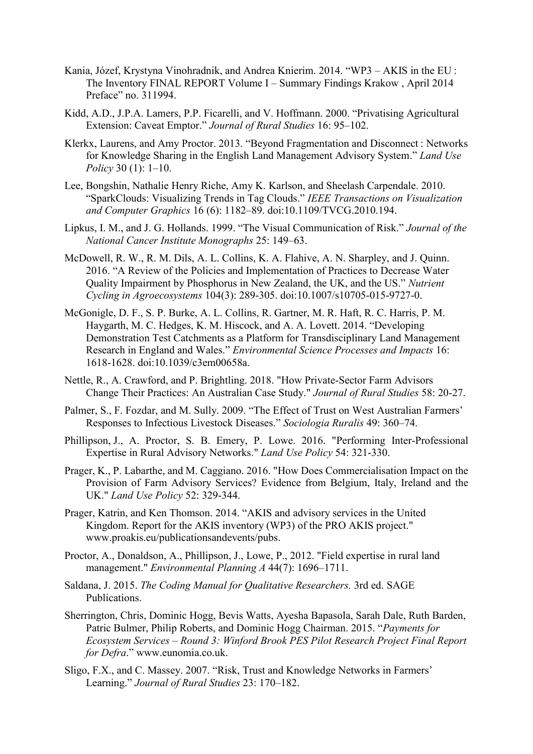Kania, Józef, Krystyna Vinohradnik, and Andrea Knierim. 2014. "WP3 – AKIS in the EU : The Inventory FINAL REPORT Volume I – Summary Findings Krakow , April 2014 Preface" no. 311994.

Kidd, A.D., J.P.A. Lamers, P.P. Ficarelli, and V. Hoffmann. 2000. "Privatising Agricultural Extension: Caveat Emptor." *Journal of Rural Studies* 16: 95–102.

Klerkx, Laurens, and Amy Proctor. 2013. "Beyond Fragmentation and Disconnect : Networks for Knowledge Sharing in the English Land Management Advisory System." *Land Use Policy* 30 (1): 1–10.

Lee, Bongshin, Nathalie Henry Riche, Amy K. Karlson, and Sheelash Carpendale. 2010. "SparkClouds: Visualizing Trends in Tag Clouds." *IEEE Transactions on Visualization and Computer Graphics* 16 (6): 1182–89. doi:10.1109/TVCG.2010.194.

Lipkus, I. M., and J. G. Hollands. 1999. "The Visual Communication of Risk." *Journal of the National Cancer Institute Monographs* 25: 149–63.

McDowell, R. W., R. M. Dils, A. L. Collins, K. A. Flahive, A. N. Sharpley, and J. Quinn. 2016. "A Review of the Policies and Implementation of Practices to Decrease Water Quality Impairment by Phosphorus in New Zealand, the UK, and the US." *Nutrient Cycling in Agroecosystems* 104(3): 289-305. doi:10.1007/s10705-015-9727-0.

McGonigle, D. F., S. P. Burke, A. L. Collins, R. Gartner, M. R. Haft, R. C. Harris, P. M. Haygarth, M. C. Hedges, K. M. Hiscock, and A. A. Lovett. 2014. "Developing Demonstration Test Catchments as a Platform for Transdisciplinary Land Management Research in England and Wales." *Environmental Science Processes and Impacts* 16: 1618-1628. doi:10.1039/c3em00658a.

Nettle, R., A. Crawford, and P. Brightling. 2018. "How Private-Sector Farm Advisors Change Their Practices: An Australian Case Study." *Journal of Rural Studies* 58: 20-27.

Palmer, S., F. Fozdar, and M. Sully. 2009. "The Effect of Trust on West Australian Farmers' Responses to Infectious Livestock Diseases." *Sociologia Ruralis* 49: 360–74.

Phillipson, J., A. Proctor, S. B. Emery, P. Lowe. 2016. "Performing Inter-Professional Expertise in Rural Advisory Networks." *Land Use Policy* 54: 321-330.

Prager, K., P. Labarthe, and M. Caggiano. 2016. "How Does Commercialisation Impact on the Provision of Farm Advisory Services? Evidence from Belgium, Italy, Ireland and the UK." *Land Use Policy* 52: 329-344.

Prager, Katrin, and Ken Thomson. 2014. "AKIS and advisory services in the United Kingdom. Report for the AKIS inventory (WP3) of the PRO AKIS project." www.proakis.eu/publicationsandevents/pubs.

Proctor, A., Donaldson, A., Phillipson, J., Lowe, P., 2012. "Field expertise in rural land management." *Environmental Planning A* 44(7): 1696–1711.

Saldana, J. 2015. *The Coding Manual for Qualitative Researchers.* 3rd ed. SAGE Publications.

Sherrington, Chris, Dominic Hogg, Bevis Watts, Ayesha Bapasola, Sarah Dale, Ruth Barden, Patric Bulmer, Philip Roberts, and Dominic Hogg Chairman. 2015. "*Payments for Ecosystem Services – Round 3: Winford Brook PES Pilot Research Project Final Report for Defra*." www.eunomia.co.uk.

Sligo, F.X., and C. Massey. 2007. "Risk, Trust and Knowledge Networks in Farmers' Learning." *Journal of Rural Studies* 23: 170–182.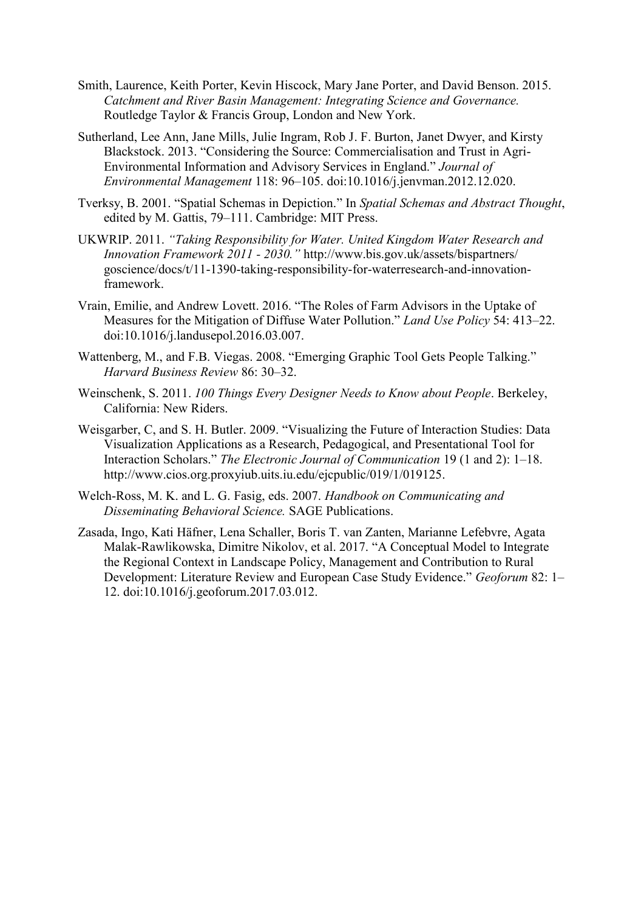Smith, Laurence, Keith Porter, Kevin Hiscock, Mary Jane Porter, and David Benson. 2015. *Catchment and River Basin Management: Integrating Science and Governance.* Routledge Taylor & Francis Group, London and New York.

Sutherland, Lee Ann, Jane Mills, Julie Ingram, Rob J. F. Burton, Janet Dwyer, and Kirsty Blackstock. 2013. "Considering the Source: Commercialisation and Trust in Agri-Environmental Information and Advisory Services in England." *Journal of Environmental Management* 118: 96–105. doi:10.1016/j.jenvman.2012.12.020.

Tverksy, B. 2001. "Spatial Schemas in Depiction." In *Spatial Schemas and Abstract Thought*, edited by M. Gattis, 79–111. Cambridge: MIT Press.

UKWRIP. 2011. *"Taking Responsibility for Water. United Kingdom Water Research and Innovation Framework 2011 - 2030."* http://www.bis.gov.uk/assets/bispartners/goscience/docs/t/11-1390-taking-responsibility-for-waterresearch-and-innovation-framework.

Vrain, Emilie, and Andrew Lovett. 2016. "The Roles of Farm Advisors in the Uptake of Measures for the Mitigation of Diffuse Water Pollution." *Land Use Policy* 54: 413–22. doi:10.1016/j.landusepol.2016.03.007.

Wattenberg, M., and F.B. Viegas. 2008. "Emerging Graphic Tool Gets People Talking." *Harvard Business Review* 86: 30–32.

Weinschenk, S. 2011. *100 Things Every Designer Needs to Know about People*. Berkeley, California: New Riders.

Weisgarber, C, and S. H. Butler. 2009. "Visualizing the Future of Interaction Studies: Data Visualization Applications as a Research, Pedagogical, and Presentational Tool for Interaction Scholars." *The Electronic Journal of Communication* 19 (1 and 2): 1–18. http://www.cios.org.proxyiub.uits.iu.edu/ejcpublic/019/1/019125.

Welch-Ross, M. K. and L. G. Fasig, eds. 2007. *Handbook on Communicating and Disseminating Behavioral Science.* SAGE Publications.

Zasada, Ingo, Kati Häfner, Lena Schaller, Boris T. van Zanten, Marianne Lefebvre, Agata Malak-Rawlikowska, Dimitre Nikolov, et al. 2017. "A Conceptual Model to Integrate the Regional Context in Landscape Policy, Management and Contribution to Rural Development: Literature Review and European Case Study Evidence." *Geoforum* 82: 1–12. doi:10.1016/j.geoforum.2017.03.012.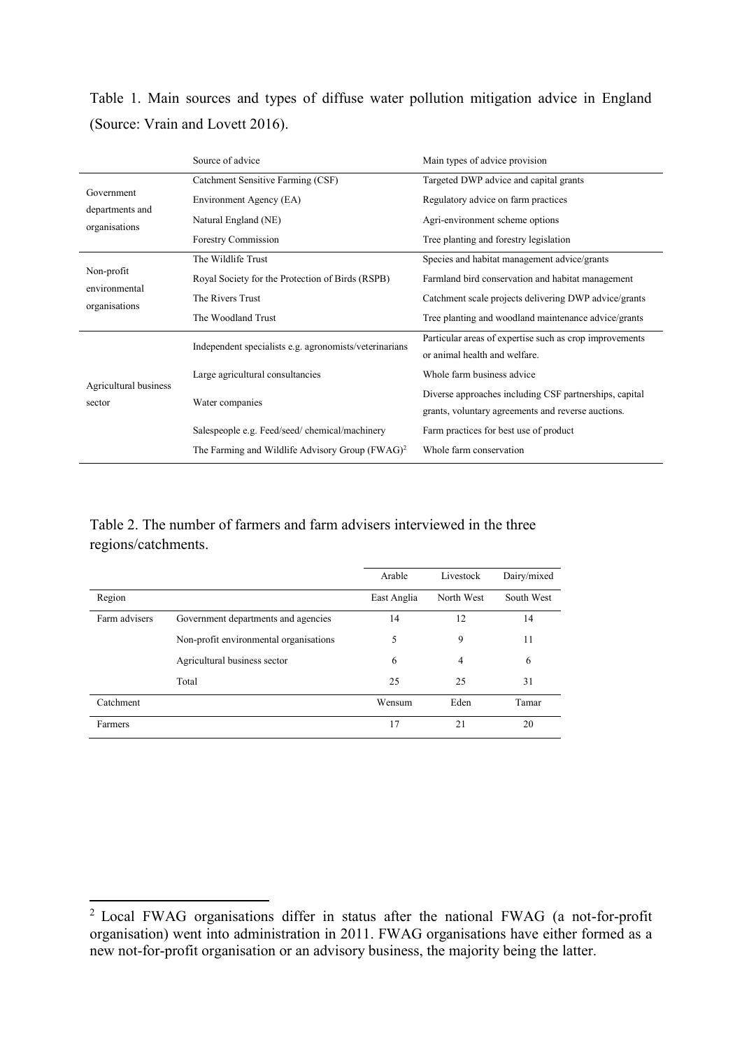Table 1. Main sources and types of diffuse water pollution mitigation advice in England (Source: Vrain and Lovett 2016).

| | Source of advice | Main types of advice provision |
|---|---|---|
| Government departments and organisations | Catchment Sensitive Farming (CSF) | Targeted DWP advice and capital grants |
| | Environment Agency (EA) | Regulatory advice on farm practices |
| | Natural England (NE) | Agri-environment scheme options |
| | Forestry Commission | Tree planting and forestry legislation |
| Non-profit environmental organisations | The Wildlife Trust | Species and habitat management advice/grants |
| | Royal Society for the Protection of Birds (RSPB) | Farmland bird conservation and habitat management |
| | The Rivers Trust | Catchment scale projects delivering DWP advice/grants |
| | The Woodland Trust | Tree planting and woodland maintenance advice/grants |
| Agricultural business sector | Independent specialists e.g. agronomists/veterinarians | Particular areas of expertise such as crop improvements or animal health and welfare. |
| | Large agricultural consultancies | Whole farm business advice |
| | Water companies | Diverse approaches including CSF partnerships, capital grants, voluntary agreements and reverse auctions. |
| | Salespeople e.g. Feed/seed/ chemical/machinery | Farm practices for best use of product |
| | The Farming and Wildlife Advisory Group (FWAG)[2] | Whole farm conservation |

Table 2. The number of farmers and farm advisers interviewed in the three regions/catchments.

| | | Arable | Livestock | Dairy/mixed |
|---|---|---|---|---|
| Region | | East Anglia | North West | South West |
| Farm advisers | Government departments and agencies | 14 | 12 | 14 |
| | Non-profit environmental organisations | 5 | 9 | 11 |
| | Agricultural business sector | 6 | 4 | 6 |
| | Total | 25 | 25 | 31 |
| Catchment | | Wensum | Eden | Tamar |
| Farmers | | 17 | 21 | 20 |

[2] Local FWAG organisations differ in status after the national FWAG (a not-for-profit organisation) went into administration in 2011. FWAG organisations have either formed as a new not-for-profit organisation or an advisory business, the majority being the latter.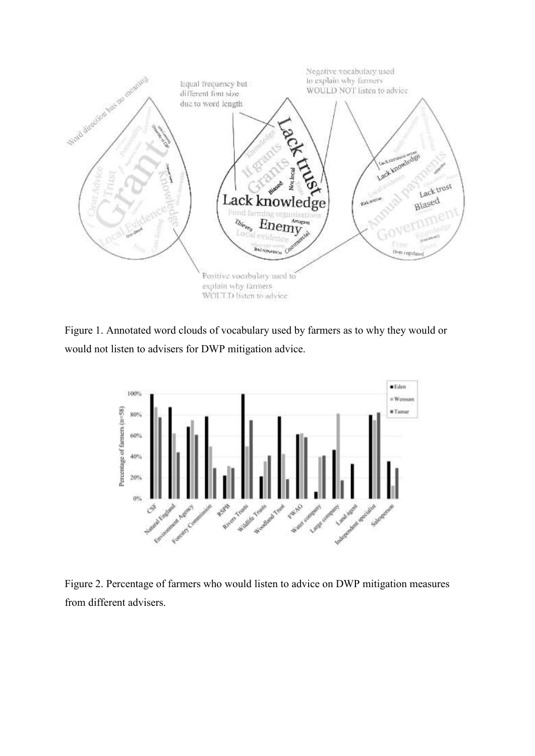Figure 1. Annotated word clouds of vocabulary used by farmers as to why they would or would not listen to advisers for DWP mitigation advice.

Figure 2. Percentage of farmers who would listen to advice on DWP mitigation measures from different advisers.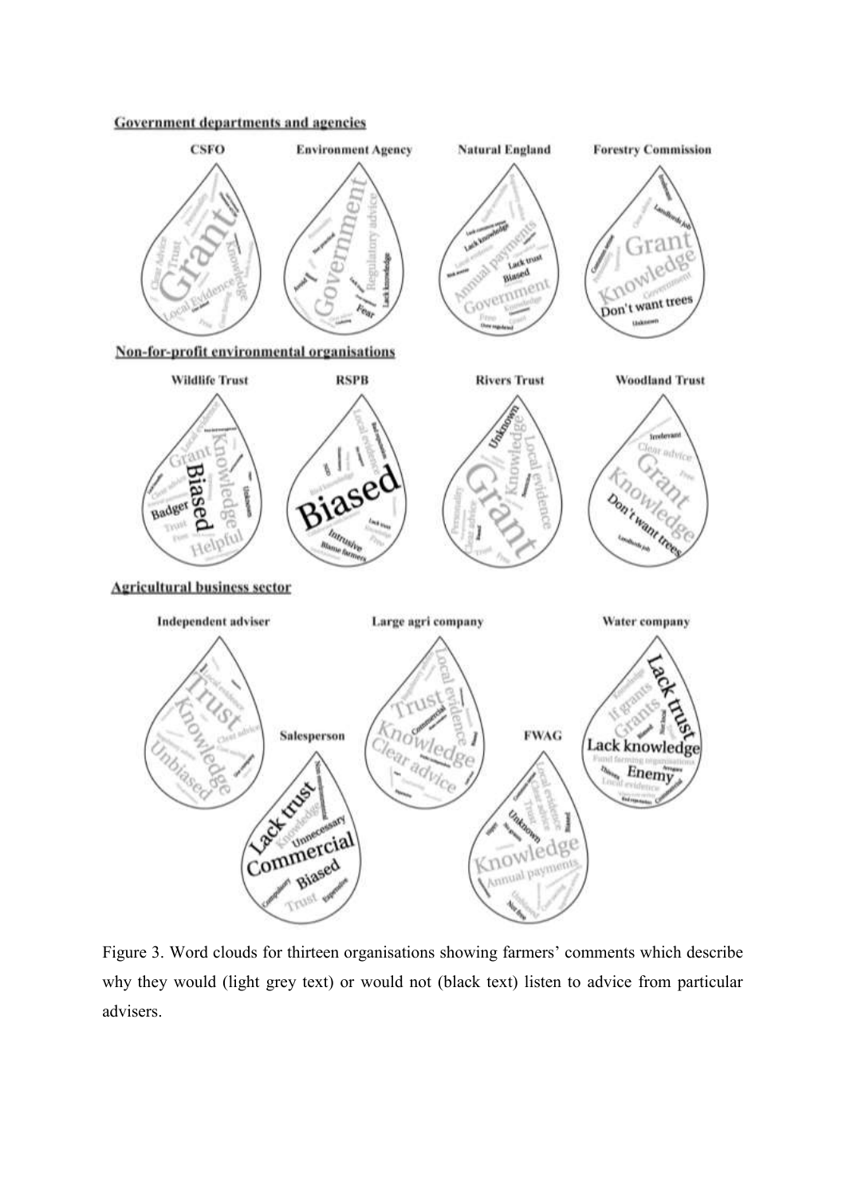Figure 3. Word clouds for thirteen organisations showing farmers' comments which describe why they would (light grey text) or would not (black text) listen to advice from particular advisers.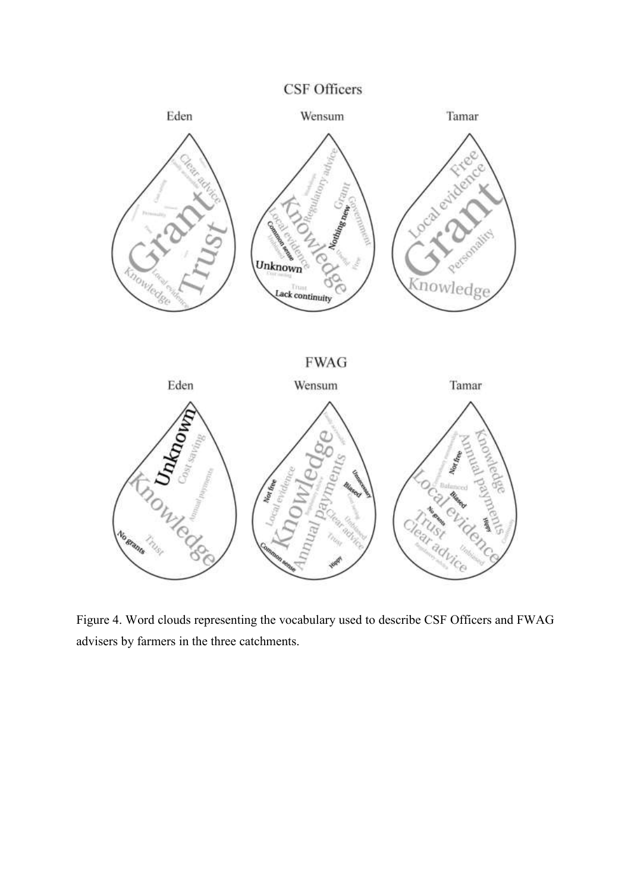Figure 4. Word clouds representing the vocabulary used to describe CSF Officers and FWAG advisers by farmers in the three catchments.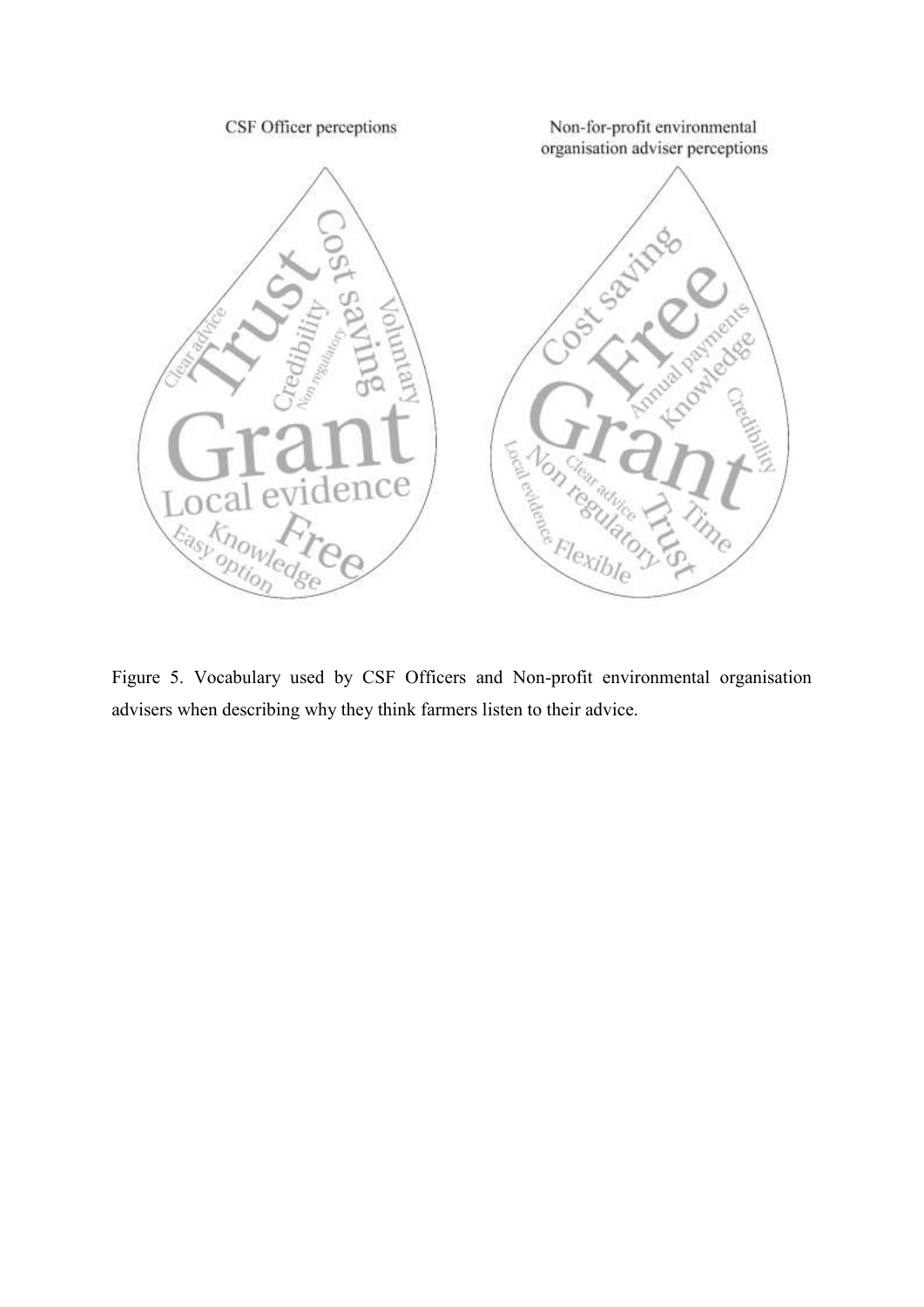CSF Officer perceptions

Grant
Trust
Cost saving
Voluntary
Credibility
Non regulatory
Clear advice
Local evidence
Free
Knowledge
Easy option

Non-for-profit environmental organisation adviser perceptions

Grant
Free
Cost saving
Annual payments
Knowledge
Credibility
Clear advice
Non regulatory
Local evidence
Trust
Time
Flexible

Figure 5. Vocabulary used by CSF Officers and Non-profit environmental organisation advisers when describing why they think farmers listen to their advice.